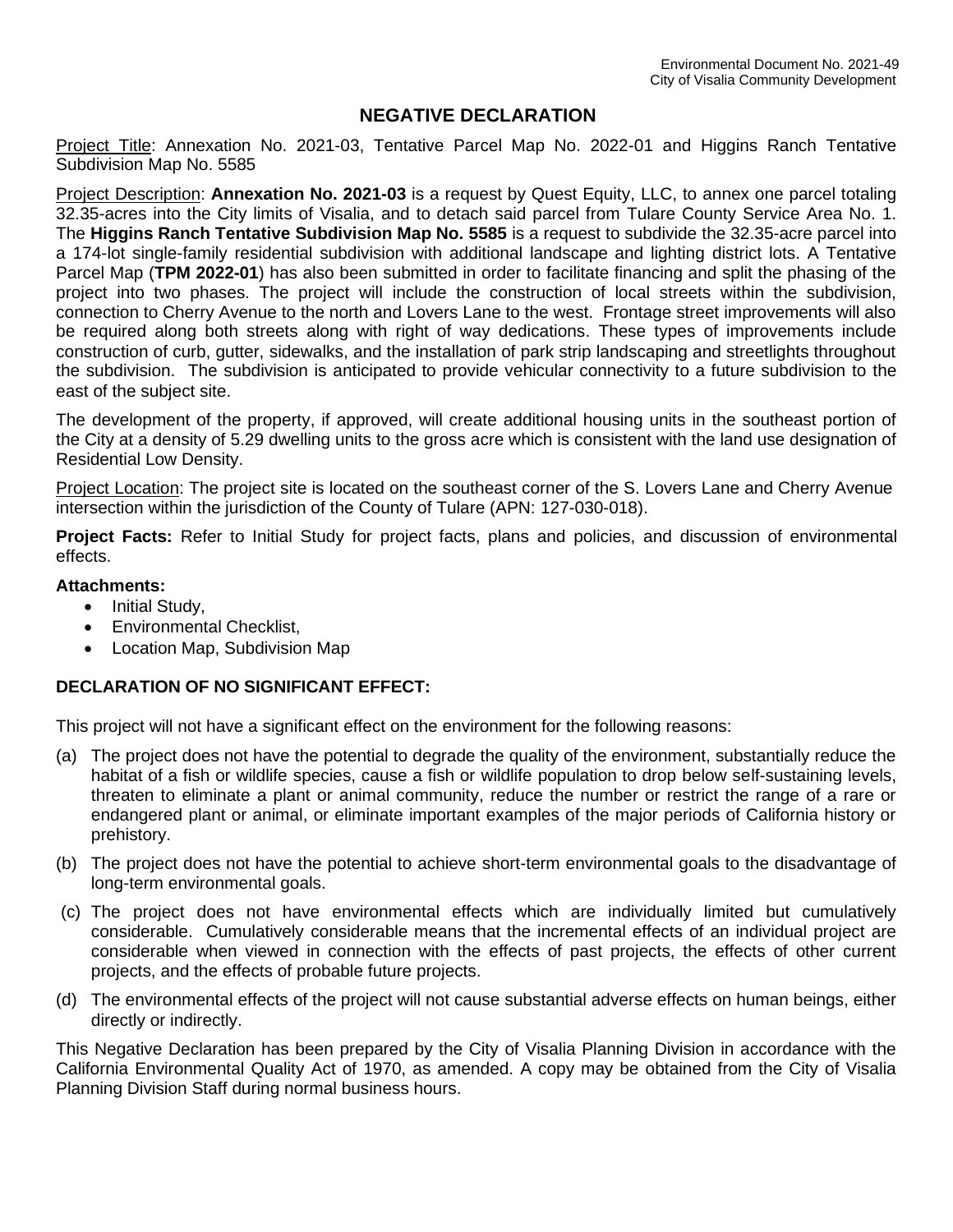Environmental Document No. 2021-49
City of Visalia Community Development

# NEGATIVE DECLARATION

Project Title: Annexation No. 2021-03, Tentative Parcel Map No. 2022-01 and Higgins Ranch Tentative Subdivision Map No. 5585

Project Description: **Annexation No. 2021-03** is a request by Quest Equity, LLC, to annex one parcel totaling 32.35-acres into the City limits of Visalia, and to detach said parcel from Tulare County Service Area No. 1. The **Higgins Ranch Tentative Subdivision Map No. 5585** is a request to subdivide the 32.35-acre parcel into a 174-lot single-family residential subdivision with additional landscape and lighting district lots. A Tentative Parcel Map (**TPM 2022-01**) has also been submitted in order to facilitate financing and split the phasing of the project into two phases. The project will include the construction of local streets within the subdivision, connection to Cherry Avenue to the north and Lovers Lane to the west. Frontage street improvements will also be required along both streets along with right of way dedications. These types of improvements include construction of curb, gutter, sidewalks, and the installation of park strip landscaping and streetlights throughout the subdivision. The subdivision is anticipated to provide vehicular connectivity to a future subdivision to the east of the subject site.

The development of the property, if approved, will create additional housing units in the southeast portion of the City at a density of 5.29 dwelling units to the gross acre which is consistent with the land use designation of Residential Low Density.

Project Location: The project site is located on the southeast corner of the S. Lovers Lane and Cherry Avenue intersection within the jurisdiction of the County of Tulare (APN: 127-030-018).

**Project Facts:** Refer to Initial Study for project facts, plans and policies, and discussion of environmental effects.

**Attachments:**

- Initial Study,
- Environmental Checklist,
- Location Map, Subdivision Map

**DECLARATION OF NO SIGNIFICANT EFFECT:**

This project will not have a significant effect on the environment for the following reasons:

(a) The project does not have the potential to degrade the quality of the environment, substantially reduce the habitat of a fish or wildlife species, cause a fish or wildlife population to drop below self-sustaining levels, threaten to eliminate a plant or animal community, reduce the number or restrict the range of a rare or endangered plant or animal, or eliminate important examples of the major periods of California history or prehistory.

(b) The project does not have the potential to achieve short-term environmental goals to the disadvantage of long-term environmental goals.

(c) The project does not have environmental effects which are individually limited but cumulatively considerable. Cumulatively considerable means that the incremental effects of an individual project are considerable when viewed in connection with the effects of past projects, the effects of other current projects, and the effects of probable future projects.

(d) The environmental effects of the project will not cause substantial adverse effects on human beings, either directly or indirectly.

This Negative Declaration has been prepared by the City of Visalia Planning Division in accordance with the California Environmental Quality Act of 1970, as amended. A copy may be obtained from the City of Visalia Planning Division Staff during normal business hours.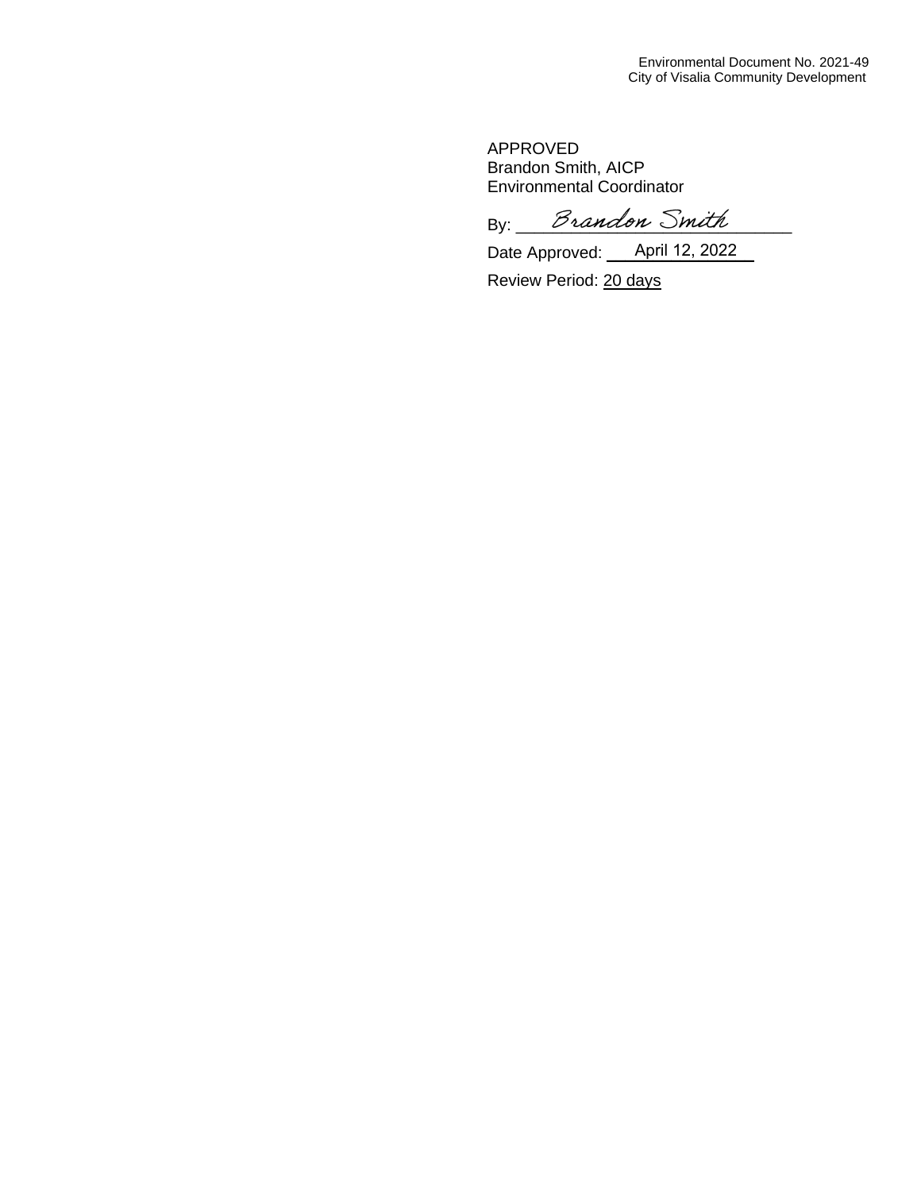APPROVED
Brandon Smith, AICP
Environmental Coordinator

By: Brandon Smith

Date Approved: April 12, 2022

Review Period: 20 days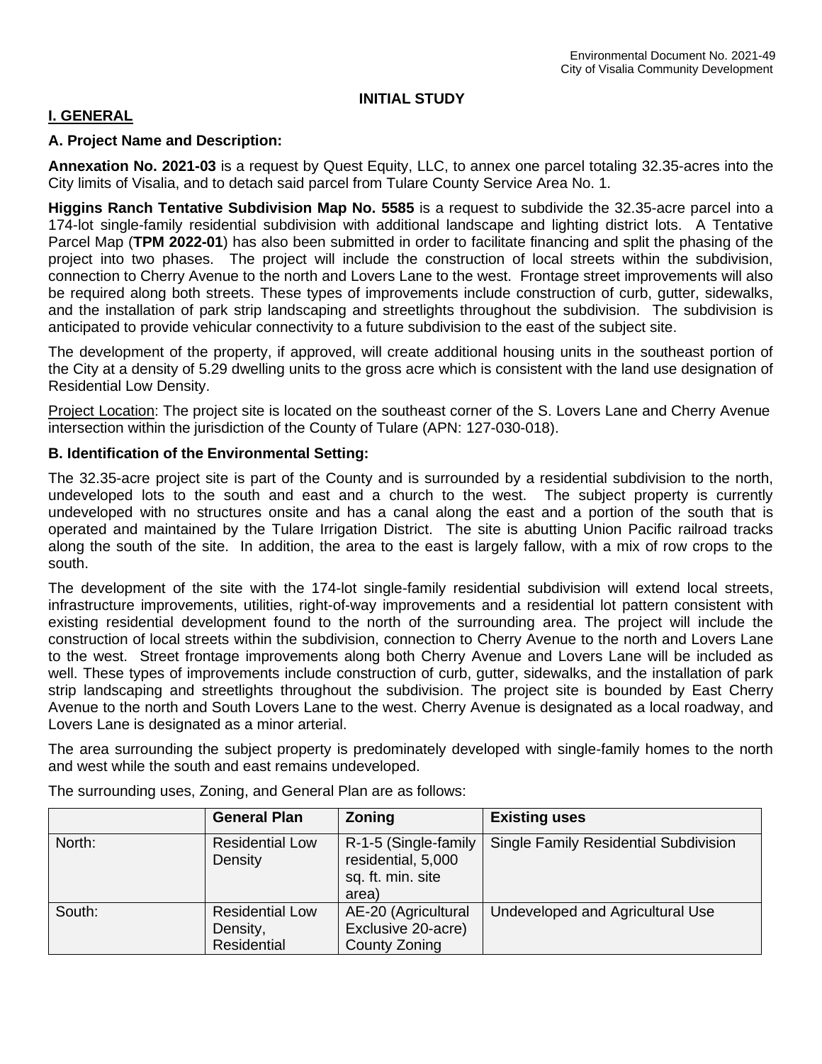# INITIAL STUDY

## I. GENERAL

### A. Project Name and Description:

**Annexation No. 2021-03** is a request by Quest Equity, LLC, to annex one parcel totaling 32.35-acres into the City limits of Visalia, and to detach said parcel from Tulare County Service Area No. 1.

**Higgins Ranch Tentative Subdivision Map No. 5585** is a request to subdivide the 32.35-acre parcel into a 174-lot single-family residential subdivision with additional landscape and lighting district lots. A Tentative Parcel Map (**TPM 2022-01**) has also been submitted in order to facilitate financing and split the phasing of the project into two phases. The project will include the construction of local streets within the subdivision, connection to Cherry Avenue to the north and Lovers Lane to the west. Frontage street improvements will also be required along both streets. These types of improvements include construction of curb, gutter, sidewalks, and the installation of park strip landscaping and streetlights throughout the subdivision. The subdivision is anticipated to provide vehicular connectivity to a future subdivision to the east of the subject site.

The development of the property, if approved, will create additional housing units in the southeast portion of the City at a density of 5.29 dwelling units to the gross acre which is consistent with the land use designation of Residential Low Density.

Project Location: The project site is located on the southeast corner of the S. Lovers Lane and Cherry Avenue intersection within the jurisdiction of the County of Tulare (APN: 127-030-018).

### B. Identification of the Environmental Setting:

The 32.35-acre project site is part of the County and is surrounded by a residential subdivision to the north, undeveloped lots to the south and east and a church to the west. The subject property is currently undeveloped with no structures onsite and has a canal along the east and a portion of the south that is operated and maintained by the Tulare Irrigation District. The site is abutting Union Pacific railroad tracks along the south of the site. In addition, the area to the east is largely fallow, with a mix of row crops to the south.

The development of the site with the 174-lot single-family residential subdivision will extend local streets, infrastructure improvements, utilities, right-of-way improvements and a residential lot pattern consistent with existing residential development found to the north of the surrounding area. The project will include the construction of local streets within the subdivision, connection to Cherry Avenue to the north and Lovers Lane to the west. Street frontage improvements along both Cherry Avenue and Lovers Lane will be included as well. These types of improvements include construction of curb, gutter, sidewalks, and the installation of park strip landscaping and streetlights throughout the subdivision. The project site is bounded by East Cherry Avenue to the north and South Lovers Lane to the west. Cherry Avenue is designated as a local roadway, and Lovers Lane is designated as a minor arterial.

The area surrounding the subject property is predominately developed with single-family homes to the north and west while the south and east remains undeveloped.

The surrounding uses, Zoning, and General Plan are as follows:

| | General Plan | Zoning | Existing uses |
|---|---|---|---|
| North: | Residential Low Density | R-1-5 (Single-family residential, 5,000 sq. ft. min. site area) | Single Family Residential Subdivision |
| South: | Residential Low Density, Residential | AE-20 (Agricultural Exclusive 20-acre) County Zoning | Undeveloped and Agricultural Use |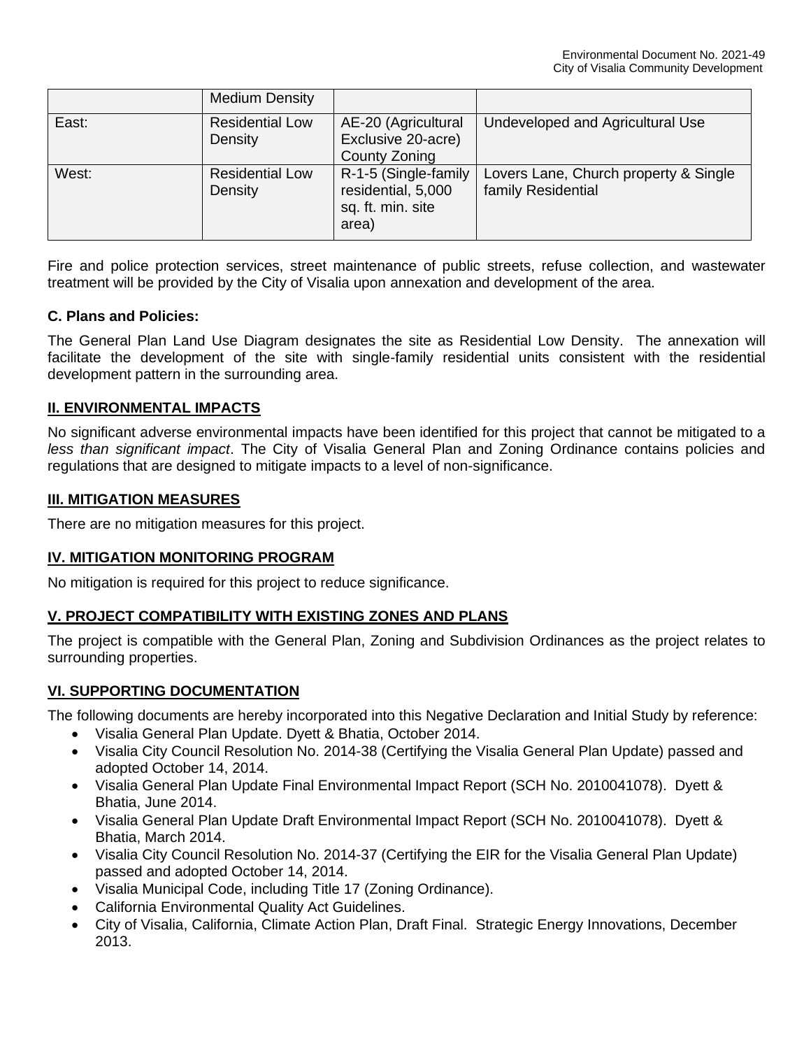|  | Medium Density |  |  |
|---|---|---|---|
| East: | Residential Low Density | AE-20 (Agricultural Exclusive 20-acre) County Zoning | Undeveloped and Agricultural Use |
| West: | Residential Low Density | R-1-5 (Single-family residential, 5,000 sq. ft. min. site area) | Lovers Lane, Church property & Single family Residential |

Fire and police protection services, street maintenance of public streets, refuse collection, and wastewater treatment will be provided by the City of Visalia upon annexation and development of the area.

**C. Plans and Policies:**

The General Plan Land Use Diagram designates the site as Residential Low Density. The annexation will facilitate the development of the site with single-family residential units consistent with the residential development pattern in the surrounding area.

## II. ENVIRONMENTAL IMPACTS

No significant adverse environmental impacts have been identified for this project that cannot be mitigated to a *less than significant impact*. The City of Visalia General Plan and Zoning Ordinance contains policies and regulations that are designed to mitigate impacts to a level of non-significance.

## III. MITIGATION MEASURES

There are no mitigation measures for this project.

## IV. MITIGATION MONITORING PROGRAM

No mitigation is required for this project to reduce significance.

## V. PROJECT COMPATIBILITY WITH EXISTING ZONES AND PLANS

The project is compatible with the General Plan, Zoning and Subdivision Ordinances as the project relates to surrounding properties.

## VI. SUPPORTING DOCUMENTATION

The following documents are hereby incorporated into this Negative Declaration and Initial Study by reference:

- Visalia General Plan Update. Dyett & Bhatia, October 2014.
- Visalia City Council Resolution No. 2014-38 (Certifying the Visalia General Plan Update) passed and adopted October 14, 2014.
- Visalia General Plan Update Final Environmental Impact Report (SCH No. 2010041078). Dyett & Bhatia, June 2014.
- Visalia General Plan Update Draft Environmental Impact Report (SCH No. 2010041078). Dyett & Bhatia, March 2014.
- Visalia City Council Resolution No. 2014-37 (Certifying the EIR for the Visalia General Plan Update) passed and adopted October 14, 2014.
- Visalia Municipal Code, including Title 17 (Zoning Ordinance).
- California Environmental Quality Act Guidelines.
- City of Visalia, California, Climate Action Plan, Draft Final. Strategic Energy Innovations, December 2013.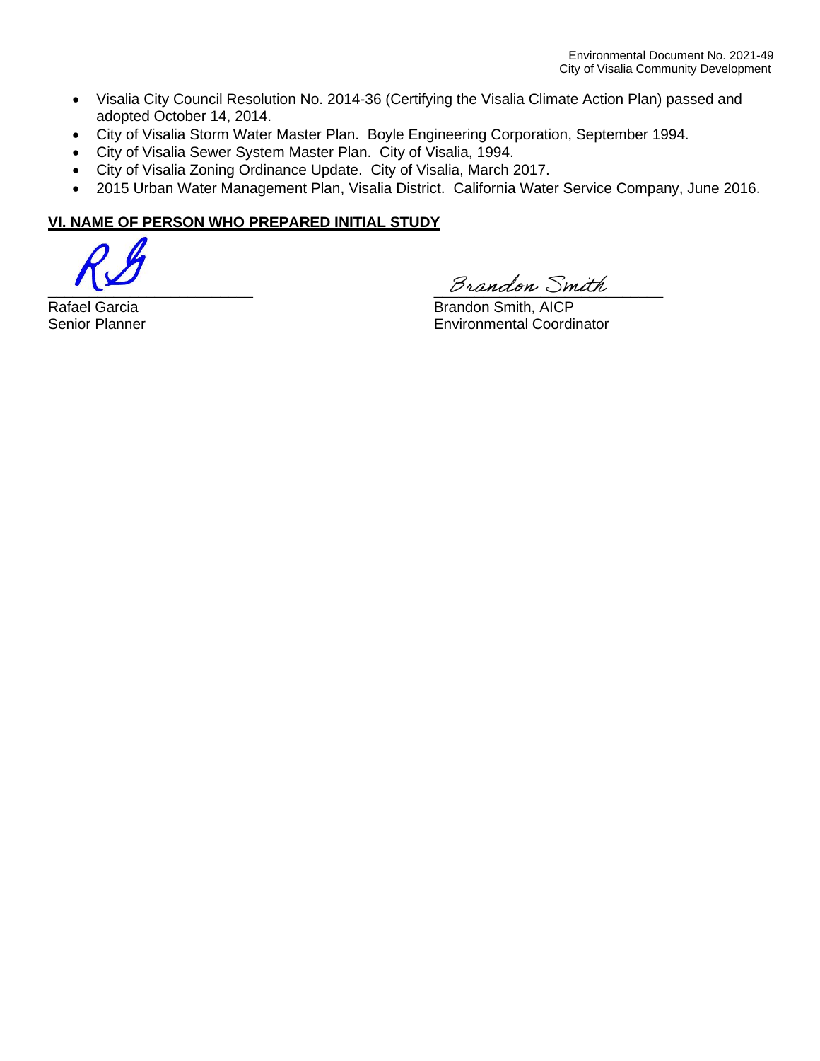- Visalia City Council Resolution No. 2014-36 (Certifying the Visalia Climate Action Plan) passed and adopted October 14, 2014.
- City of Visalia Storm Water Master Plan. Boyle Engineering Corporation, September 1994.
- City of Visalia Sewer System Master Plan. City of Visalia, 1994.
- City of Visalia Zoning Ordinance Update. City of Visalia, March 2017.
- 2015 Urban Water Management Plan, Visalia District. California Water Service Company, June 2016.

**VI. NAME OF PERSON WHO PREPARED INITIAL STUDY**

Rafael Garcia
Senior Planner

Brandon Smith, AICP
Environmental Coordinator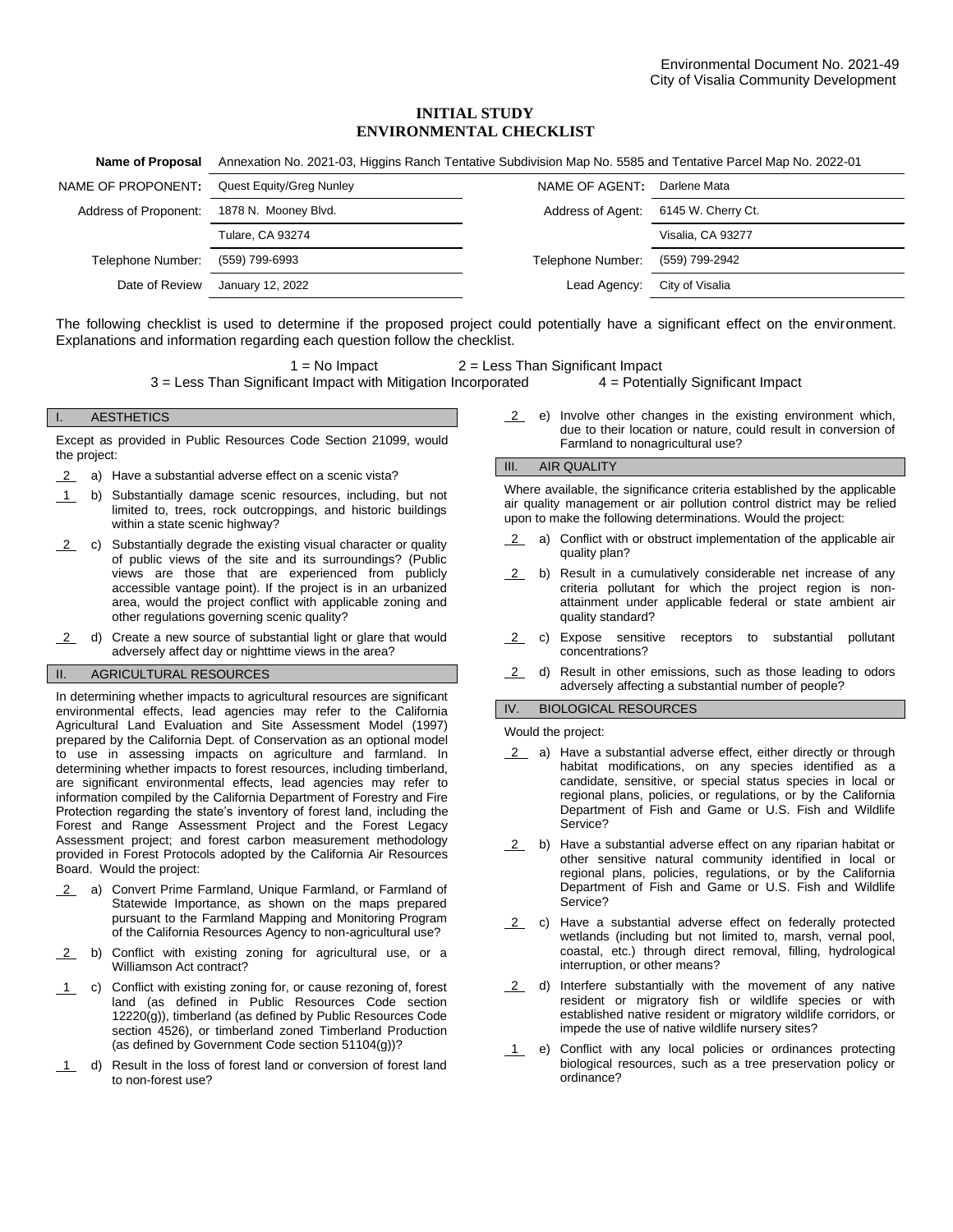Environmental Document No. 2021-49
City of Visalia Community Development

# INITIAL STUDY
# ENVIRONMENTAL CHECKLIST

| | | | |
|---|---|---|---|
| **Name of Proposal** | Annexation No. 2021-03, Higgins Ranch Tentative Subdivision Map No. 5585 and Tentative Parcel Map No. 2022-01 | | |
| NAME OF PROPONENT: | Quest Equity/Greg Nunley | NAME OF AGENT: | Darlene Mata |
| Address of Proponent: | 1878 N. Mooney Blvd. | Address of Agent: | 6145 W. Cherry Ct. |
| | Tulare, CA 93274 | | Visalia, CA 93277 |
| Telephone Number: | (559) 799-6993 | Telephone Number: | (559) 799-2942 |
| Date of Review | January 12, 2022 | Lead Agency: | City of Visalia |

The following checklist is used to determine if the proposed project could potentially have a significant effect on the environment. Explanations and information regarding each question follow the checklist.

1 = No Impact 2 = Less Than Significant Impact
3 = Less Than Significant Impact with Mitigation Incorporated 4 = Potentially Significant Impact

## I. AESTHETICS

Except as provided in Public Resources Code Section 21099, would the project:

- 2 a) Have a substantial adverse effect on a scenic vista?
- 1 b) Substantially damage scenic resources, including, but not limited to, trees, rock outcroppings, and historic buildings within a state scenic highway?
- 2 c) Substantially degrade the existing visual character or quality of public views of the site and its surroundings? (Public views are those that are experienced from publicly accessible vantage point). If the project is in an urbanized area, would the project conflict with applicable zoning and other regulations governing scenic quality?
- 2 d) Create a new source of substantial light or glare that would adversely affect day or nighttime views in the area?

## II. AGRICULTURAL RESOURCES

In determining whether impacts to agricultural resources are significant environmental effects, lead agencies may refer to the California Agricultural Land Evaluation and Site Assessment Model (1997) prepared by the California Dept. of Conservation as an optional model to use in assessing impacts on agriculture and farmland. In determining whether impacts to forest resources, including timberland, are significant environmental effects, lead agencies may refer to information compiled by the California Department of Forestry and Fire Protection regarding the state's inventory of forest land, including the Forest and Range Assessment Project and the Forest Legacy Assessment project; and forest carbon measurement methodology provided in Forest Protocols adopted by the California Air Resources Board. Would the project:

- 2 a) Convert Prime Farmland, Unique Farmland, or Farmland of Statewide Importance, as shown on the maps prepared pursuant to the Farmland Mapping and Monitoring Program of the California Resources Agency to non-agricultural use?
- 2 b) Conflict with existing zoning for agricultural use, or a Williamson Act contract?
- 1 c) Conflict with existing zoning for, or cause rezoning of, forest land (as defined in Public Resources Code section 12220(g)), timberland (as defined by Public Resources Code section 4526), or timberland zoned Timberland Production (as defined by Government Code section 51104(g))?
- 1 d) Result in the loss of forest land or conversion of forest land to non-forest use?
- 2 e) Involve other changes in the existing environment which, due to their location or nature, could result in conversion of Farmland to nonagricultural use?

## III. AIR QUALITY

Where available, the significance criteria established by the applicable air quality management or air pollution control district may be relied upon to make the following determinations. Would the project:

- 2 a) Conflict with or obstruct implementation of the applicable air quality plan?
- 2 b) Result in a cumulatively considerable net increase of any criteria pollutant for which the project region is non-attainment under applicable federal or state ambient air quality standard?
- 2 c) Expose sensitive receptors to substantial pollutant concentrations?
- 2 d) Result in other emissions, such as those leading to odors adversely affecting a substantial number of people?

## IV. BIOLOGICAL RESOURCES

Would the project:

- 2 a) Have a substantial adverse effect, either directly or through habitat modifications, on any species identified as a candidate, sensitive, or special status species in local or regional plans, policies, or regulations, or by the California Department of Fish and Game or U.S. Fish and Wildlife Service?
- 2 b) Have a substantial adverse effect on any riparian habitat or other sensitive natural community identified in local or regional plans, policies, regulations, or by the California Department of Fish and Game or U.S. Fish and Wildlife Service?
- 2 c) Have a substantial adverse effect on federally protected wetlands (including but not limited to, marsh, vernal pool, coastal, etc.) through direct removal, filling, hydrological interruption, or other means?
- 2 d) Interfere substantially with the movement of any native resident or migratory fish or wildlife species or with established native resident or migratory wildlife corridors, or impede the use of native wildlife nursery sites?
- 1 e) Conflict with any local policies or ordinances protecting biological resources, such as a tree preservation policy or ordinance?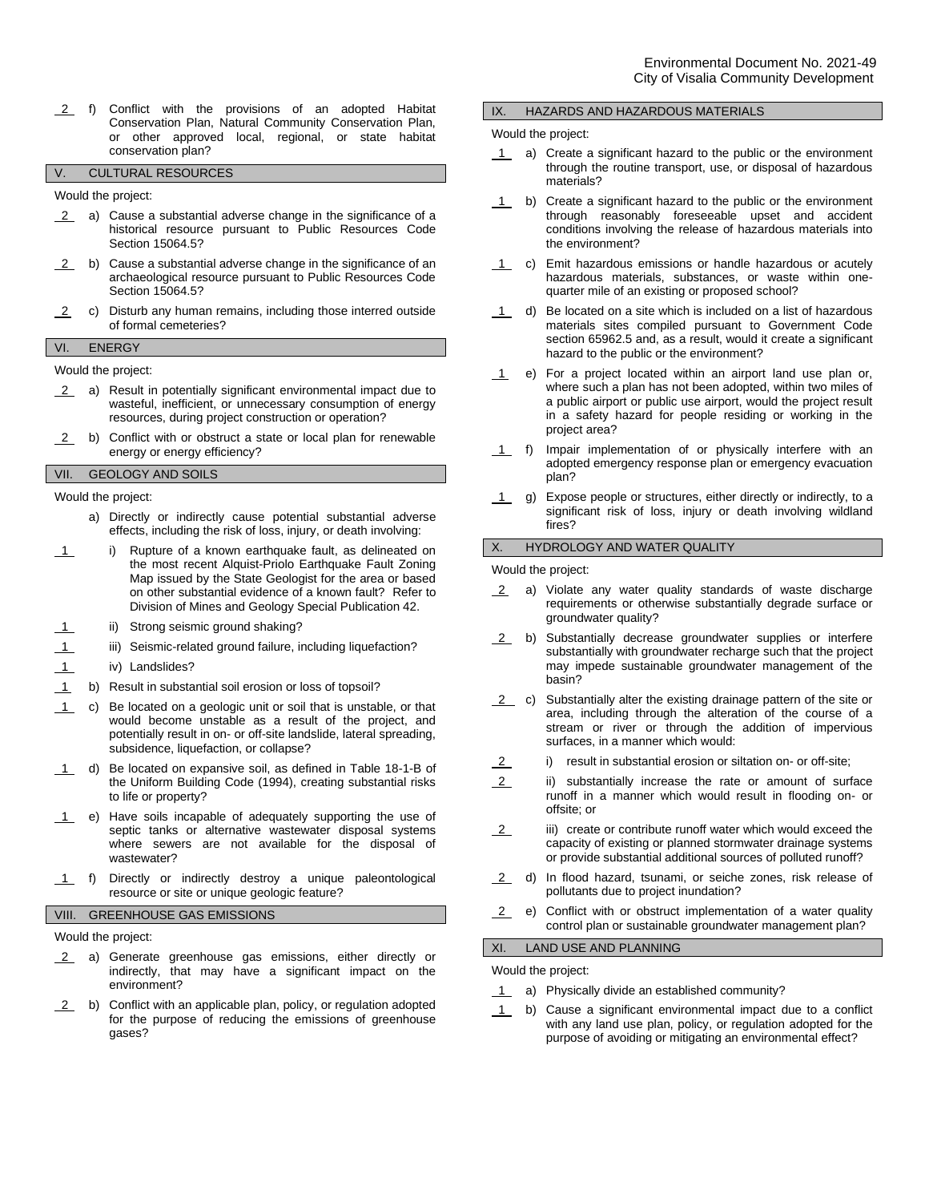__2__ f) Conflict with the provisions of an adopted Habitat Conservation Plan, Natural Community Conservation Plan, or other approved local, regional, or state habitat conservation plan?

## V. CULTURAL RESOURCES

Would the project:

__2__ a) Cause a substantial adverse change in the significance of a historical resource pursuant to Public Resources Code Section 15064.5?

__2__ b) Cause a substantial adverse change in the significance of an archaeological resource pursuant to Public Resources Code Section 15064.5?

__2__ c) Disturb any human remains, including those interred outside of formal cemeteries?

## VI. ENERGY

Would the project:

__2__ a) Result in potentially significant environmental impact due to wasteful, inefficient, or unnecessary consumption of energy resources, during project construction or operation?

__2__ b) Conflict with or obstruct a state or local plan for renewable energy or energy efficiency?

## VII. GEOLOGY AND SOILS

Would the project:

a) Directly or indirectly cause potential substantial adverse effects, including the risk of loss, injury, or death involving:

__1__ i) Rupture of a known earthquake fault, as delineated on the most recent Alquist-Priolo Earthquake Fault Zoning Map issued by the State Geologist for the area or based on other substantial evidence of a known fault? Refer to Division of Mines and Geology Special Publication 42.

__1__ ii) Strong seismic ground shaking?

__1__ iii) Seismic-related ground failure, including liquefaction?

__1__ iv) Landslides?

__1__ b) Result in substantial soil erosion or loss of topsoil?

__1__ c) Be located on a geologic unit or soil that is unstable, or that would become unstable as a result of the project, and potentially result in on- or off-site landslide, lateral spreading, subsidence, liquefaction, or collapse?

__1__ d) Be located on expansive soil, as defined in Table 18-1-B of the Uniform Building Code (1994), creating substantial risks to life or property?

__1__ e) Have soils incapable of adequately supporting the use of septic tanks or alternative wastewater disposal systems where sewers are not available for the disposal of wastewater?

__1__ f) Directly or indirectly destroy a unique paleontological resource or site or unique geologic feature?

## VIII. GREENHOUSE GAS EMISSIONS

Would the project:

__2__ a) Generate greenhouse gas emissions, either directly or indirectly, that may have a significant impact on the environment?

__2__ b) Conflict with an applicable plan, policy, or regulation adopted for the purpose of reducing the emissions of greenhouse gases?

## IX. HAZARDS AND HAZARDOUS MATERIALS

Would the project:

__1__ a) Create a significant hazard to the public or the environment through the routine transport, use, or disposal of hazardous materials?

__1__ b) Create a significant hazard to the public or the environment through reasonably foreseeable upset and accident conditions involving the release of hazardous materials into the environment?

__1__ c) Emit hazardous emissions or handle hazardous or acutely hazardous materials, substances, or waste within one-quarter mile of an existing or proposed school?

__1__ d) Be located on a site which is included on a list of hazardous materials sites compiled pursuant to Government Code section 65962.5 and, as a result, would it create a significant hazard to the public or the environment?

__1__ e) For a project located within an airport land use plan or, where such a plan has not been adopted, within two miles of a public airport or public use airport, would the project result in a safety hazard for people residing or working in the project area?

__1__ f) Impair implementation of or physically interfere with an adopted emergency response plan or emergency evacuation plan?

__1__ g) Expose people or structures, either directly or indirectly, to a significant risk of loss, injury or death involving wildland fires?

## X. HYDROLOGY AND WATER QUALITY

Would the project:

__2__ a) Violate any water quality standards of waste discharge requirements or otherwise substantially degrade surface or groundwater quality?

__2__ b) Substantially decrease groundwater supplies or interfere substantially with groundwater recharge such that the project may impede sustainable groundwater management of the basin?

__2__ c) Substantially alter the existing drainage pattern of the site or area, including through the alteration of the course of a stream or river or through the addition of impervious surfaces, in a manner which would:

__2__ i) result in substantial erosion or siltation on- or off-site;

__2__ ii) substantially increase the rate or amount of surface runoff in a manner which would result in flooding on- or offsite; or

__2__ iii) create or contribute runoff water which would exceed the capacity of existing or planned stormwater drainage systems or provide substantial additional sources of polluted runoff?

__2__ d) In flood hazard, tsunami, or seiche zones, risk release of pollutants due to project inundation?

__2__ e) Conflict with or obstruct implementation of a water quality control plan or sustainable groundwater management plan?

## XI. LAND USE AND PLANNING

Would the project:

__1__ a) Physically divide an established community?

__1__ b) Cause a significant environmental impact due to a conflict with any land use plan, policy, or regulation adopted for the purpose of avoiding or mitigating an environmental effect?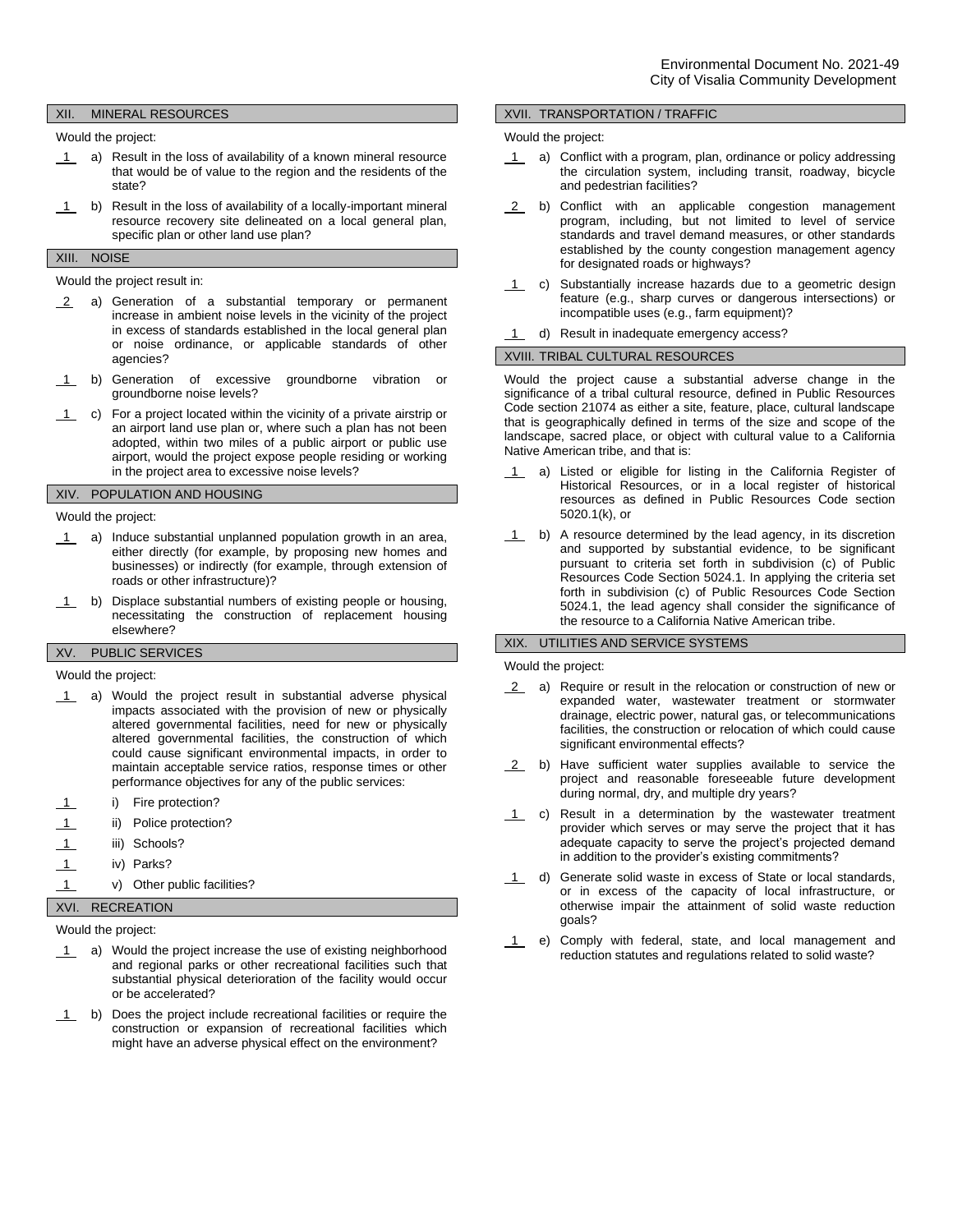## XII. MINERAL RESOURCES

Would the project:

1 a) Result in the loss of availability of a known mineral resource that would be of value to the region and the residents of the state?

1 b) Result in the loss of availability of a locally-important mineral resource recovery site delineated on a local general plan, specific plan or other land use plan?

## XIII. NOISE

Would the project result in:

2 a) Generation of a substantial temporary or permanent increase in ambient noise levels in the vicinity of the project in excess of standards established in the local general plan or noise ordinance, or applicable standards of other agencies?

1 b) Generation of excessive groundborne vibration or groundborne noise levels?

1 c) For a project located within the vicinity of a private airstrip or an airport land use plan or, where such a plan has not been adopted, within two miles of a public airport or public use airport, would the project expose people residing or working in the project area to excessive noise levels?

## XIV. POPULATION AND HOUSING

Would the project:

1 a) Induce substantial unplanned population growth in an area, either directly (for example, by proposing new homes and businesses) or indirectly (for example, through extension of roads or other infrastructure)?

1 b) Displace substantial numbers of existing people or housing, necessitating the construction of replacement housing elsewhere?

## XV. PUBLIC SERVICES

Would the project:

1 a) Would the project result in substantial adverse physical impacts associated with the provision of new or physically altered governmental facilities, need for new or physically altered governmental facilities, the construction of which could cause significant environmental impacts, in order to maintain acceptable service ratios, response times or other performance objectives for any of the public services:

1 i) Fire protection?

1 ii) Police protection?

1 iii) Schools?

1 iv) Parks?

1 v) Other public facilities?

## XVI. RECREATION

Would the project:

1 a) Would the project increase the use of existing neighborhood and regional parks or other recreational facilities such that substantial physical deterioration of the facility would occur or be accelerated?

1 b) Does the project include recreational facilities or require the construction or expansion of recreational facilities which might have an adverse physical effect on the environment?

## XVII. TRANSPORTATION / TRAFFIC

Would the project:

1 a) Conflict with a program, plan, ordinance or policy addressing the circulation system, including transit, roadway, bicycle and pedestrian facilities?

2 b) Conflict with an applicable congestion management program, including, but not limited to level of service standards and travel demand measures, or other standards established by the county congestion management agency for designated roads or highways?

1 c) Substantially increase hazards due to a geometric design feature (e.g., sharp curves or dangerous intersections) or incompatible uses (e.g., farm equipment)?

1 d) Result in inadequate emergency access?

## XVIII. TRIBAL CULTURAL RESOURCES

Would the project cause a substantial adverse change in the significance of a tribal cultural resource, defined in Public Resources Code section 21074 as either a site, feature, place, cultural landscape that is geographically defined in terms of the size and scope of the landscape, sacred place, or object with cultural value to a California Native American tribe, and that is:

1 a) Listed or eligible for listing in the California Register of Historical Resources, or in a local register of historical resources as defined in Public Resources Code section 5020.1(k), or

1 b) A resource determined by the lead agency, in its discretion and supported by substantial evidence, to be significant pursuant to criteria set forth in subdivision (c) of Public Resources Code Section 5024.1. In applying the criteria set forth in subdivision (c) of Public Resources Code Section 5024.1, the lead agency shall consider the significance of the resource to a California Native American tribe.

## XIX. UTILITIES AND SERVICE SYSTEMS

Would the project:

2 a) Require or result in the relocation or construction of new or expanded water, wastewater treatment or stormwater drainage, electric power, natural gas, or telecommunications facilities, the construction or relocation of which could cause significant environmental effects?

2 b) Have sufficient water supplies available to service the project and reasonable foreseeable future development during normal, dry, and multiple dry years?

1 c) Result in a determination by the wastewater treatment provider which serves or may serve the project that it has adequate capacity to serve the project's projected demand in addition to the provider's existing commitments?

1 d) Generate solid waste in excess of State or local standards, or in excess of the capacity of local infrastructure, or otherwise impair the attainment of solid waste reduction goals?

1 e) Comply with federal, state, and local management and reduction statutes and regulations related to solid waste?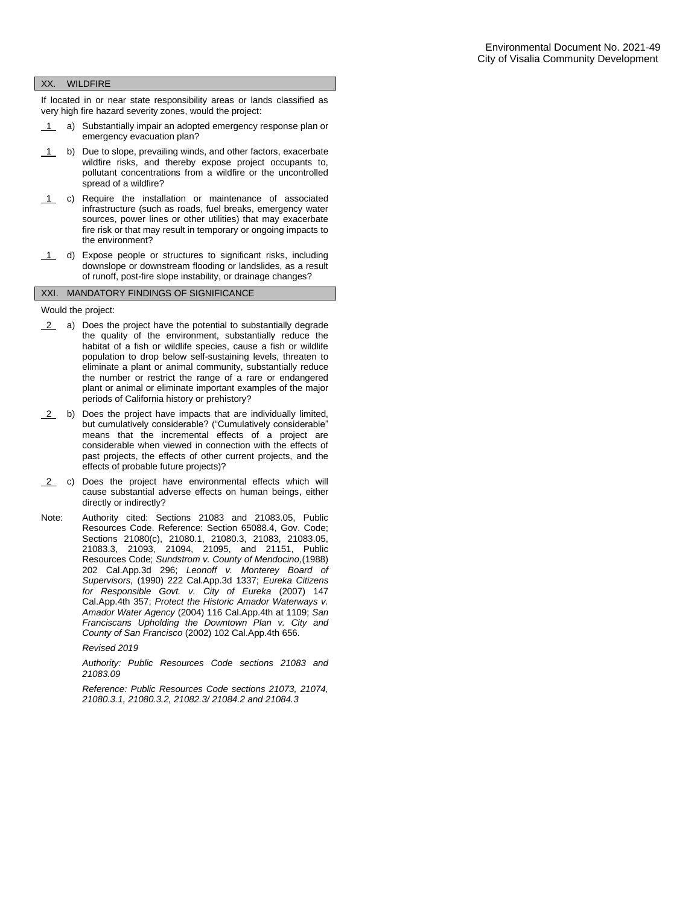## XX. WILDFIRE

If located in or near state responsibility areas or lands classified as very high fire hazard severity zones, would the project:

1 a) Substantially impair an adopted emergency response plan or emergency evacuation plan?

1 b) Due to slope, prevailing winds, and other factors, exacerbate wildfire risks, and thereby expose project occupants to, pollutant concentrations from a wildfire or the uncontrolled spread of a wildfire?

1 c) Require the installation or maintenance of associated infrastructure (such as roads, fuel breaks, emergency water sources, power lines or other utilities) that may exacerbate fire risk or that may result in temporary or ongoing impacts to the environment?

1 d) Expose people or structures to significant risks, including downslope or downstream flooding or landslides, as a result of runoff, post-fire slope instability, or drainage changes?

## XXI. MANDATORY FINDINGS OF SIGNIFICANCE

Would the project:

2 a) Does the project have the potential to substantially degrade the quality of the environment, substantially reduce the habitat of a fish or wildlife species, cause a fish or wildlife population to drop below self-sustaining levels, threaten to eliminate a plant or animal community, substantially reduce the number or restrict the range of a rare or endangered plant or animal or eliminate important examples of the major periods of California history or prehistory?

2 b) Does the project have impacts that are individually limited, but cumulatively considerable? ("Cumulatively considerable" means that the incremental effects of a project are considerable when viewed in connection with the effects of past projects, the effects of other current projects, and the effects of probable future projects)?

2 c) Does the project have environmental effects which will cause substantial adverse effects on human beings, either directly or indirectly?

Note: Authority cited: Sections 21083 and 21083.05, Public Resources Code. Reference: Section 65088.4, Gov. Code; Sections 21080(c), 21080.1, 21080.3, 21083, 21083.05, 21083.3, 21093, 21094, 21095, and 21151, Public Resources Code; *Sundstrom v. County of Mendocino,*(1988) 202 Cal.App.3d 296; *Leonoff v. Monterey Board of Supervisors,* (1990) 222 Cal.App.3d 1337; *Eureka Citizens for Responsible Govt. v. City of Eureka* (2007) 147 Cal.App.4th 357; *Protect the Historic Amador Waterways v. Amador Water Agency* (2004) 116 Cal.App.4th at 1109; *San Franciscans Upholding the Downtown Plan v. City and County of San Francisco* (2002) 102 Cal.App.4th 656.

*Revised 2019*

*Authority: Public Resources Code sections 21083 and 21083.09*

*Reference: Public Resources Code sections 21073, 21074, 21080.3.1, 21080.3.2, 21082.3/ 21084.2 and 21084.3*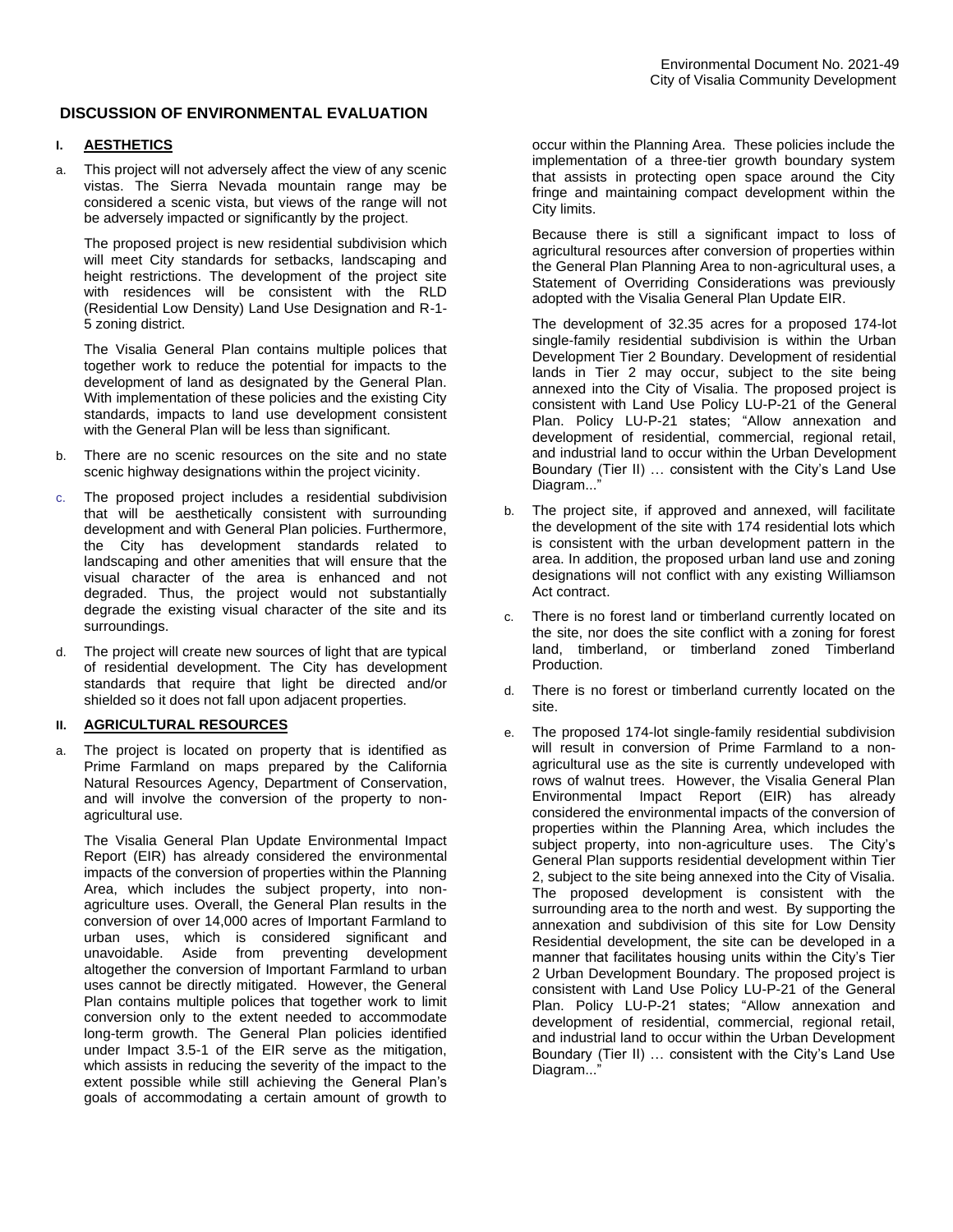## DISCUSSION OF ENVIRONMENTAL EVALUATION

### I. AESTHETICS

a. This project will not adversely affect the view of any scenic vistas. The Sierra Nevada mountain range may be considered a scenic vista, but views of the range will not be adversely impacted or significantly by the project.

   The proposed project is new residential subdivision which will meet City standards for setbacks, landscaping and height restrictions. The development of the project site with residences will be consistent with the RLD (Residential Low Density) Land Use Designation and R-1-5 zoning district.

   The Visalia General Plan contains multiple polices that together work to reduce the potential for impacts to the development of land as designated by the General Plan. With implementation of these policies and the existing City standards, impacts to land use development consistent with the General Plan will be less than significant.

b. There are no scenic resources on the site and no state scenic highway designations within the project vicinity.

c. The proposed project includes a residential subdivision that will be aesthetically consistent with surrounding development and with General Plan policies. Furthermore, the City has development standards related to landscaping and other amenities that will ensure that the visual character of the area is enhanced and not degraded. Thus, the project would not substantially degrade the existing visual character of the site and its surroundings.

d. The project will create new sources of light that are typical of residential development. The City has development standards that require that light be directed and/or shielded so it does not fall upon adjacent properties.

### II. AGRICULTURAL RESOURCES

a. The project is located on property that is identified as Prime Farmland on maps prepared by the California Natural Resources Agency, Department of Conservation, and will involve the conversion of the property to non-agricultural use.

   The Visalia General Plan Update Environmental Impact Report (EIR) has already considered the environmental impacts of the conversion of properties within the Planning Area, which includes the subject property, into non-agriculture uses. Overall, the General Plan results in the conversion of over 14,000 acres of Important Farmland to urban uses, which is considered significant and unavoidable. Aside from preventing development altogether the conversion of Important Farmland to urban uses cannot be directly mitigated. However, the General Plan contains multiple polices that together work to limit conversion only to the extent needed to accommodate long-term growth. The General Plan policies identified under Impact 3.5-1 of the EIR serve as the mitigation, which assists in reducing the severity of the impact to the extent possible while still achieving the General Plan's goals of accommodating a certain amount of growth to occur within the Planning Area. These policies include the implementation of a three-tier growth boundary system that assists in protecting open space around the City fringe and maintaining compact development within the City limits.

   Because there is still a significant impact to loss of agricultural resources after conversion of properties within the General Plan Planning Area to non-agricultural uses, a Statement of Overriding Considerations was previously adopted with the Visalia General Plan Update EIR.

   The development of 32.35 acres for a proposed 174-lot single-family residential subdivision is within the Urban Development Tier 2 Boundary. Development of residential lands in Tier 2 may occur, subject to the site being annexed into the City of Visalia. The proposed project is consistent with Land Use Policy LU-P-21 of the General Plan. Policy LU-P-21 states; "Allow annexation and development of residential, commercial, regional retail, and industrial land to occur within the Urban Development Boundary (Tier II) … consistent with the City's Land Use Diagram..."

b. The project site, if approved and annexed, will facilitate the development of the site with 174 residential lots which is consistent with the urban development pattern in the area. In addition, the proposed urban land use and zoning designations will not conflict with any existing Williamson Act contract.

c. There is no forest land or timberland currently located on the site, nor does the site conflict with a zoning for forest land, timberland, or timberland zoned Timberland Production.

d. There is no forest or timberland currently located on the site.

e. The proposed 174-lot single-family residential subdivision will result in conversion of Prime Farmland to a non-agricultural use as the site is currently undeveloped with rows of walnut trees. However, the Visalia General Plan Environmental Impact Report (EIR) has already considered the environmental impacts of the conversion of properties within the Planning Area, which includes the subject property, into non-agriculture uses. The City's General Plan supports residential development within Tier 2, subject to the site being annexed into the City of Visalia. The proposed development is consistent with the surrounding area to the north and west. By supporting the annexation and subdivision of this site for Low Density Residential development, the site can be developed in a manner that facilitates housing units within the City's Tier 2 Urban Development Boundary. The proposed project is consistent with Land Use Policy LU-P-21 of the General Plan. Policy LU-P-21 states; "Allow annexation and development of residential, commercial, regional retail, and industrial land to occur within the Urban Development Boundary (Tier II) … consistent with the City's Land Use Diagram..."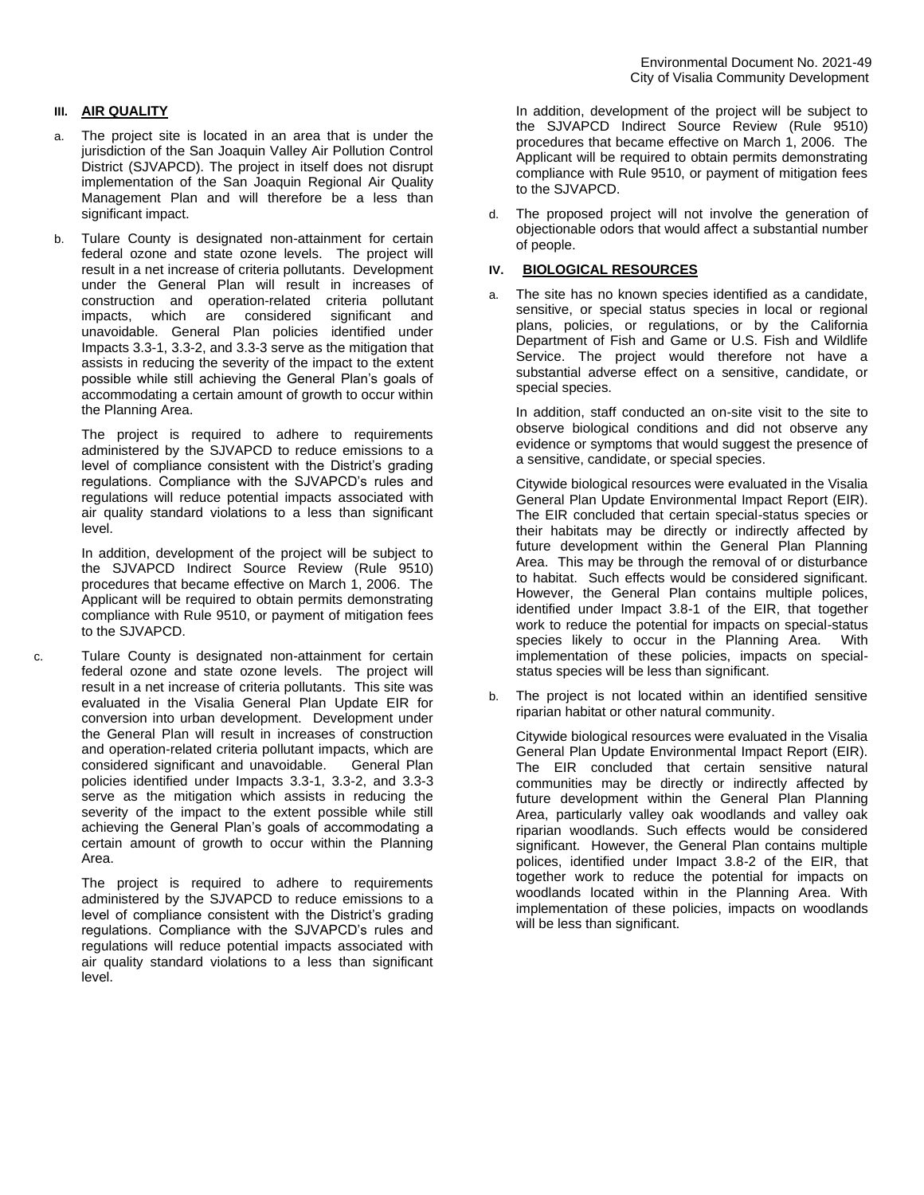## III. AIR QUALITY

a. The project site is located in an area that is under the jurisdiction of the San Joaquin Valley Air Pollution Control District (SJVAPCD). The project in itself does not disrupt implementation of the San Joaquin Regional Air Quality Management Plan and will therefore be a less than significant impact.

b. Tulare County is designated non-attainment for certain federal ozone and state ozone levels. The project will result in a net increase of criteria pollutants. Development under the General Plan will result in increases of construction and operation-related criteria pollutant impacts, which are considered significant and unavoidable. General Plan policies identified under Impacts 3.3-1, 3.3-2, and 3.3-3 serve as the mitigation that assists in reducing the severity of the impact to the extent possible while still achieving the General Plan's goals of accommodating a certain amount of growth to occur within the Planning Area.

   The project is required to adhere to requirements administered by the SJVAPCD to reduce emissions to a level of compliance consistent with the District's grading regulations. Compliance with the SJVAPCD's rules and regulations will reduce potential impacts associated with air quality standard violations to a less than significant level.

   In addition, development of the project will be subject to the SJVAPCD Indirect Source Review (Rule 9510) procedures that became effective on March 1, 2006. The Applicant will be required to obtain permits demonstrating compliance with Rule 9510, or payment of mitigation fees to the SJVAPCD.

c. Tulare County is designated non-attainment for certain federal ozone and state ozone levels. The project will result in a net increase of criteria pollutants. This site was evaluated in the Visalia General Plan Update EIR for conversion into urban development. Development under the General Plan will result in increases of construction and operation-related criteria pollutant impacts, which are considered significant and unavoidable. General Plan policies identified under Impacts 3.3-1, 3.3-2, and 3.3-3 serve as the mitigation which assists in reducing the severity of the impact to the extent possible while still achieving the General Plan's goals of accommodating a certain amount of growth to occur within the Planning Area.

   The project is required to adhere to requirements administered by the SJVAPCD to reduce emissions to a level of compliance consistent with the District's grading regulations. Compliance with the SJVAPCD's rules and regulations will reduce potential impacts associated with air quality standard violations to a less than significant level.

   In addition, development of the project will be subject to the SJVAPCD Indirect Source Review (Rule 9510) procedures that became effective on March 1, 2006. The Applicant will be required to obtain permits demonstrating compliance with Rule 9510, or payment of mitigation fees to the SJVAPCD.

d. The proposed project will not involve the generation of objectionable odors that would affect a substantial number of people.

## IV. BIOLOGICAL RESOURCES

a. The site has no known species identified as a candidate, sensitive, or special status species in local or regional plans, policies, or regulations, or by the California Department of Fish and Game or U.S. Fish and Wildlife Service. The project would therefore not have a substantial adverse effect on a sensitive, candidate, or special species.

   In addition, staff conducted an on-site visit to the site to observe biological conditions and did not observe any evidence or symptoms that would suggest the presence of a sensitive, candidate, or special species.

   Citywide biological resources were evaluated in the Visalia General Plan Update Environmental Impact Report (EIR). The EIR concluded that certain special-status species or their habitats may be directly or indirectly affected by future development within the General Plan Planning Area. This may be through the removal of or disturbance to habitat. Such effects would be considered significant. However, the General Plan contains multiple polices, identified under Impact 3.8-1 of the EIR, that together work to reduce the potential for impacts on special-status species likely to occur in the Planning Area. With implementation of these policies, impacts on special-status species will be less than significant.

b. The project is not located within an identified sensitive riparian habitat or other natural community.

   Citywide biological resources were evaluated in the Visalia General Plan Update Environmental Impact Report (EIR). The EIR concluded that certain sensitive natural communities may be directly or indirectly affected by future development within the General Plan Planning Area, particularly valley oak woodlands and valley oak riparian woodlands. Such effects would be considered significant. However, the General Plan contains multiple polices, identified under Impact 3.8-2 of the EIR, that together work to reduce the potential for impacts on woodlands located within in the Planning Area. With implementation of these policies, impacts on woodlands will be less than significant.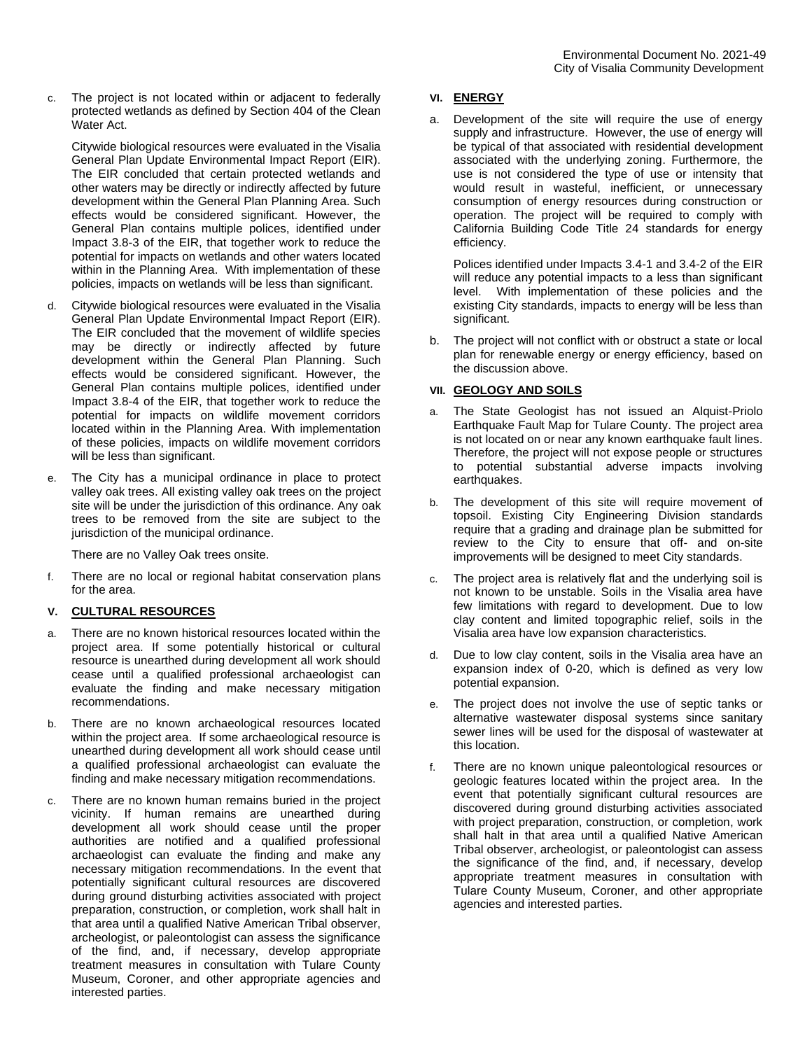c. The project is not located within or adjacent to federally protected wetlands as defined by Section 404 of the Clean Water Act.

   Citywide biological resources were evaluated in the Visalia General Plan Update Environmental Impact Report (EIR). The EIR concluded that certain protected wetlands and other waters may be directly or indirectly affected by future development within the General Plan Planning Area. Such effects would be considered significant. However, the General Plan contains multiple polices, identified under Impact 3.8-3 of the EIR, that together work to reduce the potential for impacts on wetlands and other waters located within in the Planning Area. With implementation of these policies, impacts on wetlands will be less than significant.

d. Citywide biological resources were evaluated in the Visalia General Plan Update Environmental Impact Report (EIR). The EIR concluded that the movement of wildlife species may be directly or indirectly affected by future development within the General Plan Planning. Such effects would be considered significant. However, the General Plan contains multiple polices, identified under Impact 3.8-4 of the EIR, that together work to reduce the potential for impacts on wildlife movement corridors located within in the Planning Area. With implementation of these policies, impacts on wildlife movement corridors will be less than significant.

e. The City has a municipal ordinance in place to protect valley oak trees. All existing valley oak trees on the project site will be under the jurisdiction of this ordinance. Any oak trees to be removed from the site are subject to the jurisdiction of the municipal ordinance.

   There are no Valley Oak trees onsite.

f. There are no local or regional habitat conservation plans for the area.

### V. CULTURAL RESOURCES

a. There are no known historical resources located within the project area. If some potentially historical or cultural resource is unearthed during development all work should cease until a qualified professional archaeologist can evaluate the finding and make necessary mitigation recommendations.

b. There are no known archaeological resources located within the project area. If some archaeological resource is unearthed during development all work should cease until a qualified professional archaeologist can evaluate the finding and make necessary mitigation recommendations.

c. There are no known human remains buried in the project vicinity. If human remains are unearthed during development all work should cease until the proper authorities are notified and a qualified professional archaeologist can evaluate the finding and make any necessary mitigation recommendations. In the event that potentially significant cultural resources are discovered during ground disturbing activities associated with project preparation, construction, or completion, work shall halt in that area until a qualified Native American Tribal observer, archeologist, or paleontologist can assess the significance of the find, and, if necessary, develop appropriate treatment measures in consultation with Tulare County Museum, Coroner, and other appropriate agencies and interested parties.

### VI. ENERGY

a. Development of the site will require the use of energy supply and infrastructure. However, the use of energy will be typical of that associated with residential development associated with the underlying zoning. Furthermore, the use is not considered the type of use or intensity that would result in wasteful, inefficient, or unnecessary consumption of energy resources during construction or operation. The project will be required to comply with California Building Code Title 24 standards for energy efficiency.

   Polices identified under Impacts 3.4-1 and 3.4-2 of the EIR will reduce any potential impacts to a less than significant level. With implementation of these policies and the existing City standards, impacts to energy will be less than significant.

b. The project will not conflict with or obstruct a state or local plan for renewable energy or energy efficiency, based on the discussion above.

### VII. GEOLOGY AND SOILS

a. The State Geologist has not issued an Alquist-Priolo Earthquake Fault Map for Tulare County. The project area is not located on or near any known earthquake fault lines. Therefore, the project will not expose people or structures to potential substantial adverse impacts involving earthquakes.

b. The development of this site will require movement of topsoil. Existing City Engineering Division standards require that a grading and drainage plan be submitted for review to the City to ensure that off- and on-site improvements will be designed to meet City standards.

c. The project area is relatively flat and the underlying soil is not known to be unstable. Soils in the Visalia area have few limitations with regard to development. Due to low clay content and limited topographic relief, soils in the Visalia area have low expansion characteristics.

d. Due to low clay content, soils in the Visalia area have an expansion index of 0-20, which is defined as very low potential expansion.

e. The project does not involve the use of septic tanks or alternative wastewater disposal systems since sanitary sewer lines will be used for the disposal of wastewater at this location.

f. There are no known unique paleontological resources or geologic features located within the project area. In the event that potentially significant cultural resources are discovered during ground disturbing activities associated with project preparation, construction, or completion, work shall halt in that area until a qualified Native American Tribal observer, archeologist, or paleontologist can assess the significance of the find, and, if necessary, develop appropriate treatment measures in consultation with Tulare County Museum, Coroner, and other appropriate agencies and interested parties.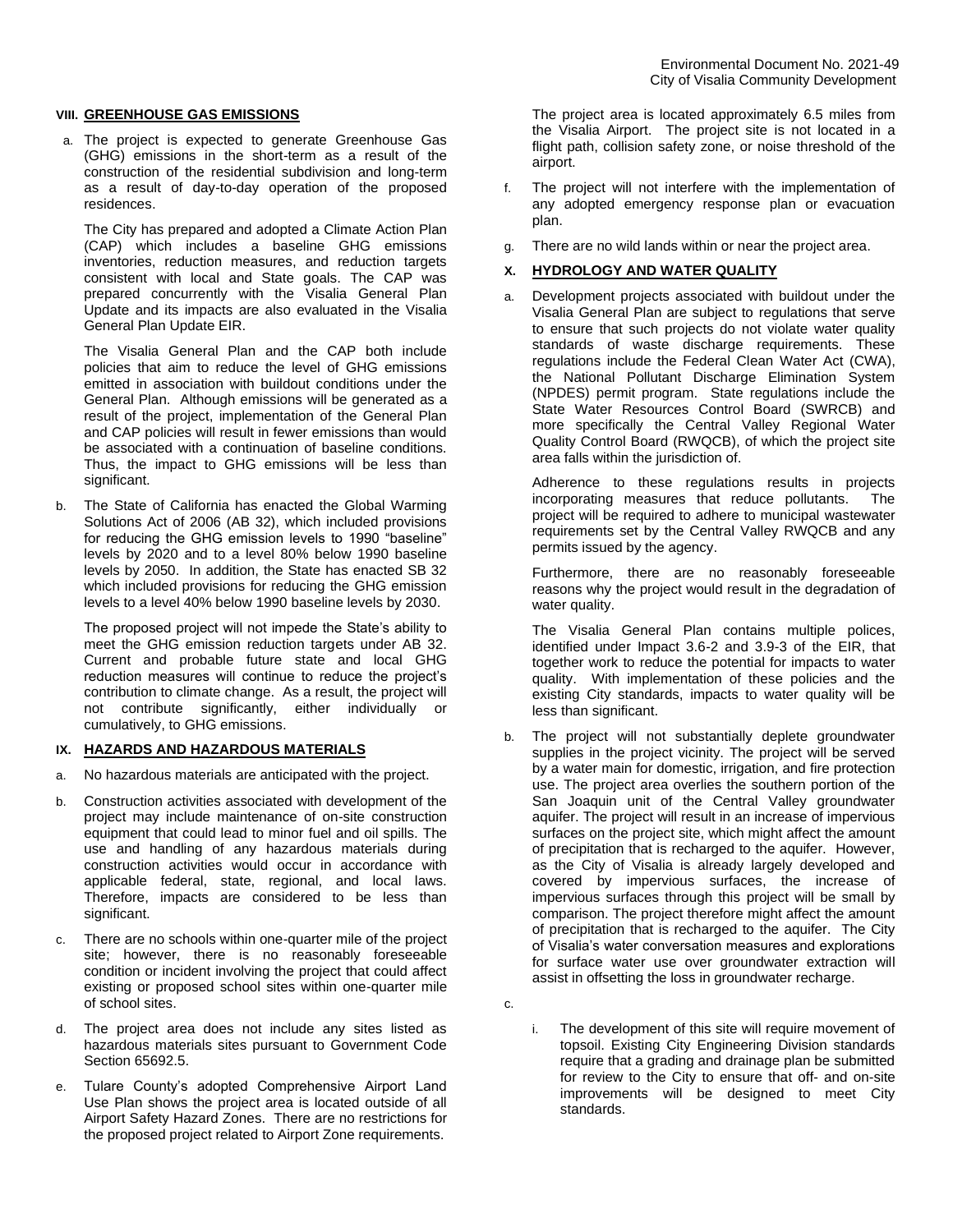### VIII. GREENHOUSE GAS EMISSIONS

a. The project is expected to generate Greenhouse Gas (GHG) emissions in the short-term as a result of the construction of the residential subdivision and long-term as a result of day-to-day operation of the proposed residences.

   The City has prepared and adopted a Climate Action Plan (CAP) which includes a baseline GHG emissions inventories, reduction measures, and reduction targets consistent with local and State goals. The CAP was prepared concurrently with the Visalia General Plan Update and its impacts are also evaluated in the Visalia General Plan Update EIR.

   The Visalia General Plan and the CAP both include policies that aim to reduce the level of GHG emissions emitted in association with buildout conditions under the General Plan. Although emissions will be generated as a result of the project, implementation of the General Plan and CAP policies will result in fewer emissions than would be associated with a continuation of baseline conditions. Thus, the impact to GHG emissions will be less than significant.

b. The State of California has enacted the Global Warming Solutions Act of 2006 (AB 32), which included provisions for reducing the GHG emission levels to 1990 "baseline" levels by 2020 and to a level 80% below 1990 baseline levels by 2050. In addition, the State has enacted SB 32 which included provisions for reducing the GHG emission levels to a level 40% below 1990 baseline levels by 2030.

   The proposed project will not impede the State's ability to meet the GHG emission reduction targets under AB 32. Current and probable future state and local GHG reduction measures will continue to reduce the project's contribution to climate change. As a result, the project will not contribute significantly, either individually or cumulatively, to GHG emissions.

### IX. HAZARDS AND HAZARDOUS MATERIALS

a. No hazardous materials are anticipated with the project.

b. Construction activities associated with development of the project may include maintenance of on-site construction equipment that could lead to minor fuel and oil spills. The use and handling of any hazardous materials during construction activities would occur in accordance with applicable federal, state, regional, and local laws. Therefore, impacts are considered to be less than significant.

c. There are no schools within one-quarter mile of the project site; however, there is no reasonably foreseeable condition or incident involving the project that could affect existing or proposed school sites within one-quarter mile of school sites.

d. The project area does not include any sites listed as hazardous materials sites pursuant to Government Code Section 65692.5.

e. Tulare County's adopted Comprehensive Airport Land Use Plan shows the project area is located outside of all Airport Safety Hazard Zones. There are no restrictions for the proposed project related to Airport Zone requirements.

   The project area is located approximately 6.5 miles from the Visalia Airport. The project site is not located in a flight path, collision safety zone, or noise threshold of the airport.

f. The project will not interfere with the implementation of any adopted emergency response plan or evacuation plan.

g. There are no wild lands within or near the project area.

### X. HYDROLOGY AND WATER QUALITY

a. Development projects associated with buildout under the Visalia General Plan are subject to regulations that serve to ensure that such projects do not violate water quality standards of waste discharge requirements. These regulations include the Federal Clean Water Act (CWA), the National Pollutant Discharge Elimination System (NPDES) permit program. State regulations include the State Water Resources Control Board (SWRCB) and more specifically the Central Valley Regional Water Quality Control Board (RWQCB), of which the project site area falls within the jurisdiction of.

   Adherence to these regulations results in projects incorporating measures that reduce pollutants. The project will be required to adhere to municipal wastewater requirements set by the Central Valley RWQCB and any permits issued by the agency.

   Furthermore, there are no reasonably foreseeable reasons why the project would result in the degradation of water quality.

   The Visalia General Plan contains multiple polices, identified under Impact 3.6-2 and 3.9-3 of the EIR, that together work to reduce the potential for impacts to water quality. With implementation of these policies and the existing City standards, impacts to water quality will be less than significant.

b. The project will not substantially deplete groundwater supplies in the project vicinity. The project will be served by a water main for domestic, irrigation, and fire protection use. The project area overlies the southern portion of the San Joaquin unit of the Central Valley groundwater aquifer. The project will result in an increase of impervious surfaces on the project site, which might affect the amount of precipitation that is recharged to the aquifer. However, as the City of Visalia is already largely developed and covered by impervious surfaces, the increase of impervious surfaces through this project will be small by comparison. The project therefore might affect the amount of precipitation that is recharged to the aquifer. The City of Visalia's water conversation measures and explorations for surface water use over groundwater extraction will assist in offsetting the loss in groundwater recharge.

c.

   i. The development of this site will require movement of topsoil. Existing City Engineering Division standards require that a grading and drainage plan be submitted for review to the City to ensure that off- and on-site improvements will be designed to meet City standards.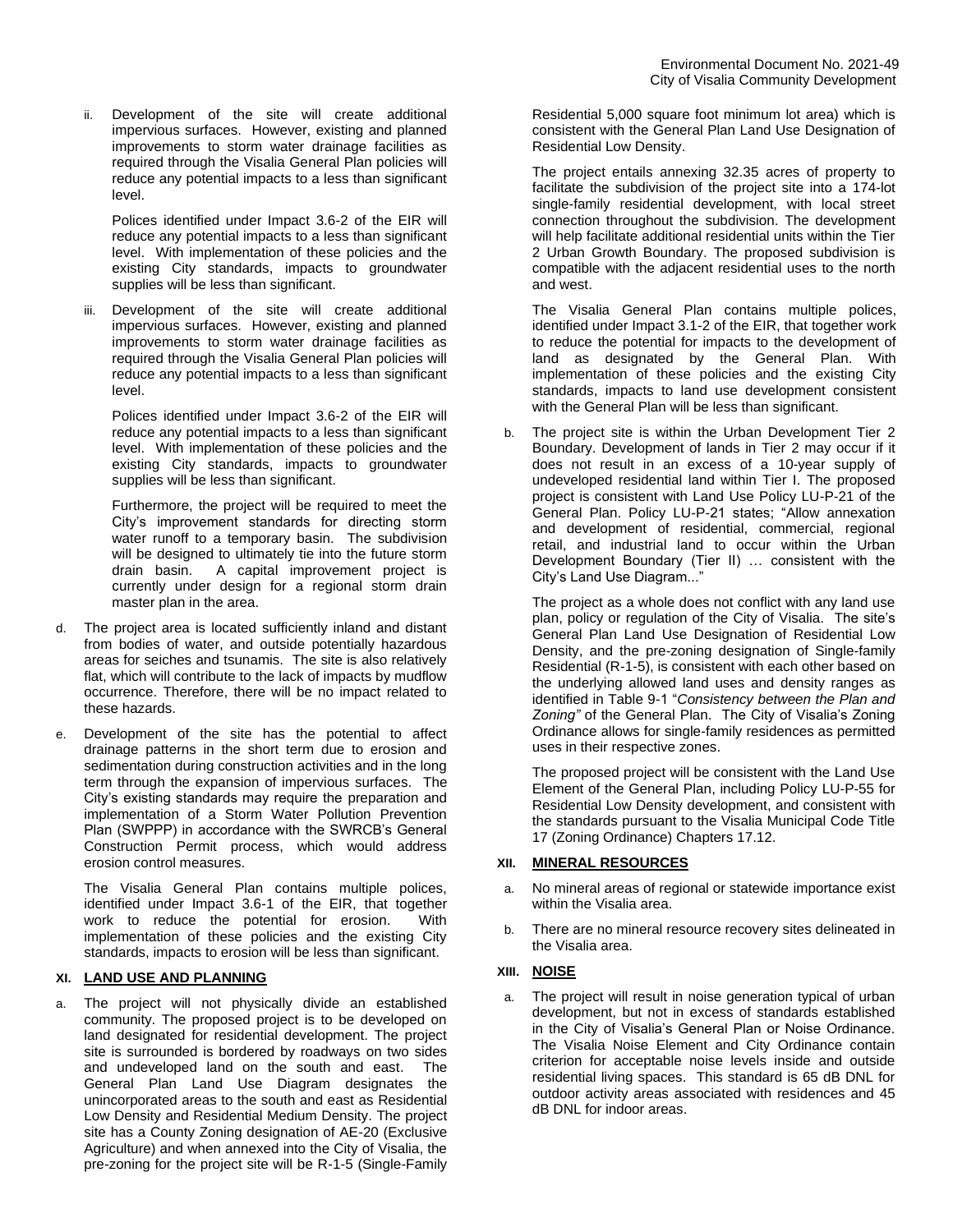ii. Development of the site will create additional impervious surfaces. However, existing and planned improvements to storm water drainage facilities as required through the Visalia General Plan policies will reduce any potential impacts to a less than significant level.

 Polices identified under Impact 3.6-2 of the EIR will reduce any potential impacts to a less than significant level. With implementation of these policies and the existing City standards, impacts to groundwater supplies will be less than significant.

iii. Development of the site will create additional impervious surfaces. However, existing and planned improvements to storm water drainage facilities as required through the Visalia General Plan policies will reduce any potential impacts to a less than significant level.

 Polices identified under Impact 3.6-2 of the EIR will reduce any potential impacts to a less than significant level. With implementation of these policies and the existing City standards, impacts to groundwater supplies will be less than significant.

 Furthermore, the project will be required to meet the City's improvement standards for directing storm water runoff to a temporary basin. The subdivision will be designed to ultimately tie into the future storm drain basin. A capital improvement project is currently under design for a regional storm drain master plan in the area.

d. The project area is located sufficiently inland and distant from bodies of water, and outside potentially hazardous areas for seiches and tsunamis. The site is also relatively flat, which will contribute to the lack of impacts by mudflow occurrence. Therefore, there will be no impact related to these hazards.

e. Development of the site has the potential to affect drainage patterns in the short term due to erosion and sedimentation during construction activities and in the long term through the expansion of impervious surfaces. The City's existing standards may require the preparation and implementation of a Storm Water Pollution Prevention Plan (SWPPP) in accordance with the SWRCB's General Construction Permit process, which would address erosion control measures.

 The Visalia General Plan contains multiple polices, identified under Impact 3.6-1 of the EIR, that together work to reduce the potential for erosion. With implementation of these policies and the existing City standards, impacts to erosion will be less than significant.

## XI. LAND USE AND PLANNING

a. The project will not physically divide an established community. The proposed project is to be developed on land designated for residential development. The project site is surrounded is bordered by roadways on two sides and undeveloped land on the south and east. The General Plan Land Use Diagram designates the unincorporated areas to the south and east as Residential Low Density and Residential Medium Density. The project site has a County Zoning designation of AE-20 (Exclusive Agriculture) and when annexed into the City of Visalia, the pre-zoning for the project site will be R-1-5 (Single-Family Residential 5,000 square foot minimum lot area) which is consistent with the General Plan Land Use Designation of Residential Low Density.

 The project entails annexing 32.35 acres of property to facilitate the subdivision of the project site into a 174-lot single-family residential development, with local street connection throughout the subdivision. The development will help facilitate additional residential units within the Tier 2 Urban Growth Boundary. The proposed subdivision is compatible with the adjacent residential uses to the north and west.

 The Visalia General Plan contains multiple polices, identified under Impact 3.1-2 of the EIR, that together work to reduce the potential for impacts to the development of land as designated by the General Plan. With implementation of these policies and the existing City standards, impacts to land use development consistent with the General Plan will be less than significant.

b. The project site is within the Urban Development Tier 2 Boundary. Development of lands in Tier 2 may occur if it does not result in an excess of a 10-year supply of undeveloped residential land within Tier I. The proposed project is consistent with Land Use Policy LU-P-21 of the General Plan. Policy LU-P-21 states; "Allow annexation and development of residential, commercial, regional retail, and industrial land to occur within the Urban Development Boundary (Tier II) … consistent with the City's Land Use Diagram..."

 The project as a whole does not conflict with any land use plan, policy or regulation of the City of Visalia. The site's General Plan Land Use Designation of Residential Low Density, and the pre-zoning designation of Single-family Residential (R-1-5), is consistent with each other based on the underlying allowed land uses and density ranges as identified in Table 9-1 "*Consistency between the Plan and Zoning"* of the General Plan. The City of Visalia's Zoning Ordinance allows for single-family residences as permitted uses in their respective zones.

 The proposed project will be consistent with the Land Use Element of the General Plan, including Policy LU-P-55 for Residential Low Density development, and consistent with the standards pursuant to the Visalia Municipal Code Title 17 (Zoning Ordinance) Chapters 17.12.

## XII. MINERAL RESOURCES

a. No mineral areas of regional or statewide importance exist within the Visalia area.

b. There are no mineral resource recovery sites delineated in the Visalia area.

## XIII. NOISE

a. The project will result in noise generation typical of urban development, but not in excess of standards established in the City of Visalia's General Plan or Noise Ordinance. The Visalia Noise Element and City Ordinance contain criterion for acceptable noise levels inside and outside residential living spaces. This standard is 65 dB DNL for outdoor activity areas associated with residences and 45 dB DNL for indoor areas.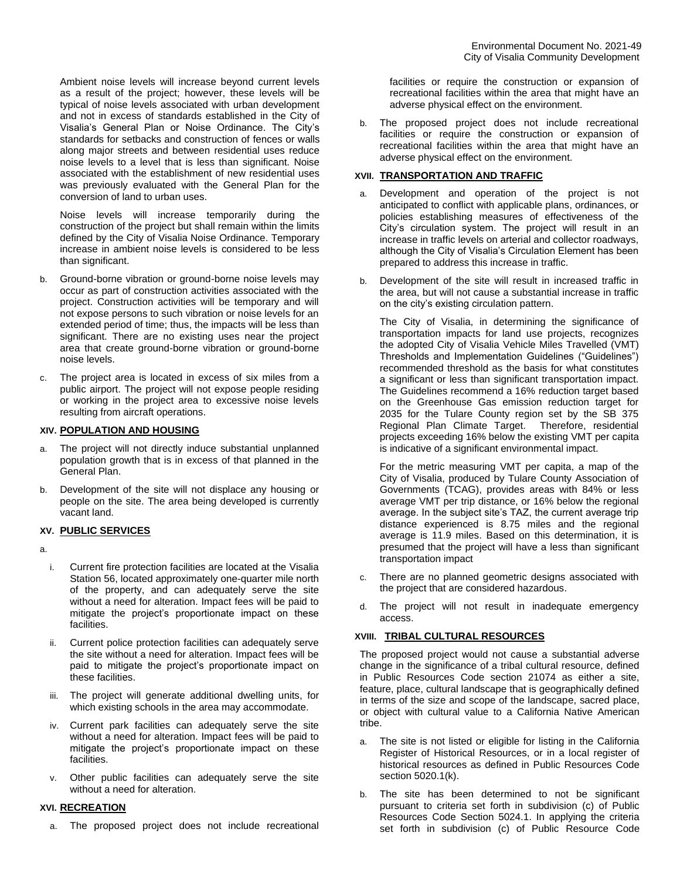Ambient noise levels will increase beyond current levels as a result of the project; however, these levels will be typical of noise levels associated with urban development and not in excess of standards established in the City of Visalia's General Plan or Noise Ordinance. The City's standards for setbacks and construction of fences or walls along major streets and between residential uses reduce noise levels to a level that is less than significant. Noise associated with the establishment of new residential uses was previously evaluated with the General Plan for the conversion of land to urban uses.

Noise levels will increase temporarily during the construction of the project but shall remain within the limits defined by the City of Visalia Noise Ordinance. Temporary increase in ambient noise levels is considered to be less than significant.

b. Ground-borne vibration or ground-borne noise levels may occur as part of construction activities associated with the project. Construction activities will be temporary and will not expose persons to such vibration or noise levels for an extended period of time; thus, the impacts will be less than significant. There are no existing uses near the project area that create ground-borne vibration or ground-borne noise levels.

c. The project area is located in excess of six miles from a public airport. The project will not expose people residing or working in the project area to excessive noise levels resulting from aircraft operations.

## XIV. POPULATION AND HOUSING

a. The project will not directly induce substantial unplanned population growth that is in excess of that planned in the General Plan.

b. Development of the site will not displace any housing or people on the site. The area being developed is currently vacant land.

## XV. PUBLIC SERVICES

a.

i. Current fire protection facilities are located at the Visalia Station 56, located approximately one-quarter mile north of the property, and can adequately serve the site without a need for alteration. Impact fees will be paid to mitigate the project's proportionate impact on these facilities.

ii. Current police protection facilities can adequately serve the site without a need for alteration. Impact fees will be paid to mitigate the project's proportionate impact on these facilities.

iii. The project will generate additional dwelling units, for which existing schools in the area may accommodate.

iv. Current park facilities can adequately serve the site without a need for alteration. Impact fees will be paid to mitigate the project's proportionate impact on these facilities.

v. Other public facilities can adequately serve the site without a need for alteration.

## XVI. RECREATION

a. The proposed project does not include recreational facilities or require the construction or expansion of recreational facilities within the area that might have an adverse physical effect on the environment.

b. The proposed project does not include recreational facilities or require the construction or expansion of recreational facilities within the area that might have an adverse physical effect on the environment.

## XVII. TRANSPORTATION AND TRAFFIC

a. Development and operation of the project is not anticipated to conflict with applicable plans, ordinances, or policies establishing measures of effectiveness of the City's circulation system. The project will result in an increase in traffic levels on arterial and collector roadways, although the City of Visalia's Circulation Element has been prepared to address this increase in traffic.

b. Development of the site will result in increased traffic in the area, but will not cause a substantial increase in traffic on the city's existing circulation pattern.

The City of Visalia, in determining the significance of transportation impacts for land use projects, recognizes the adopted City of Visalia Vehicle Miles Travelled (VMT) Thresholds and Implementation Guidelines ("Guidelines") recommended threshold as the basis for what constitutes a significant or less than significant transportation impact. The Guidelines recommend a 16% reduction target based on the Greenhouse Gas emission reduction target for 2035 for the Tulare County region set by the SB 375 Regional Plan Climate Target. Therefore, residential projects exceeding 16% below the existing VMT per capita is indicative of a significant environmental impact.

For the metric measuring VMT per capita, a map of the City of Visalia, produced by Tulare County Association of Governments (TCAG), provides areas with 84% or less average VMT per trip distance, or 16% below the regional average. In the subject site's TAZ, the current average trip distance experienced is 8.75 miles and the regional average is 11.9 miles. Based on this determination, it is presumed that the project will have a less than significant transportation impact

c. There are no planned geometric designs associated with the project that are considered hazardous.

d. The project will not result in inadequate emergency access.

## XVIII. TRIBAL CULTURAL RESOURCES

The proposed project would not cause a substantial adverse change in the significance of a tribal cultural resource, defined in Public Resources Code section 21074 as either a site, feature, place, cultural landscape that is geographically defined in terms of the size and scope of the landscape, sacred place, or object with cultural value to a California Native American tribe.

a. The site is not listed or eligible for listing in the California Register of Historical Resources, or in a local register of historical resources as defined in Public Resources Code section 5020.1(k).

b. The site has been determined to not be significant pursuant to criteria set forth in subdivision (c) of Public Resources Code Section 5024.1. In applying the criteria set forth in subdivision (c) of Public Resource Code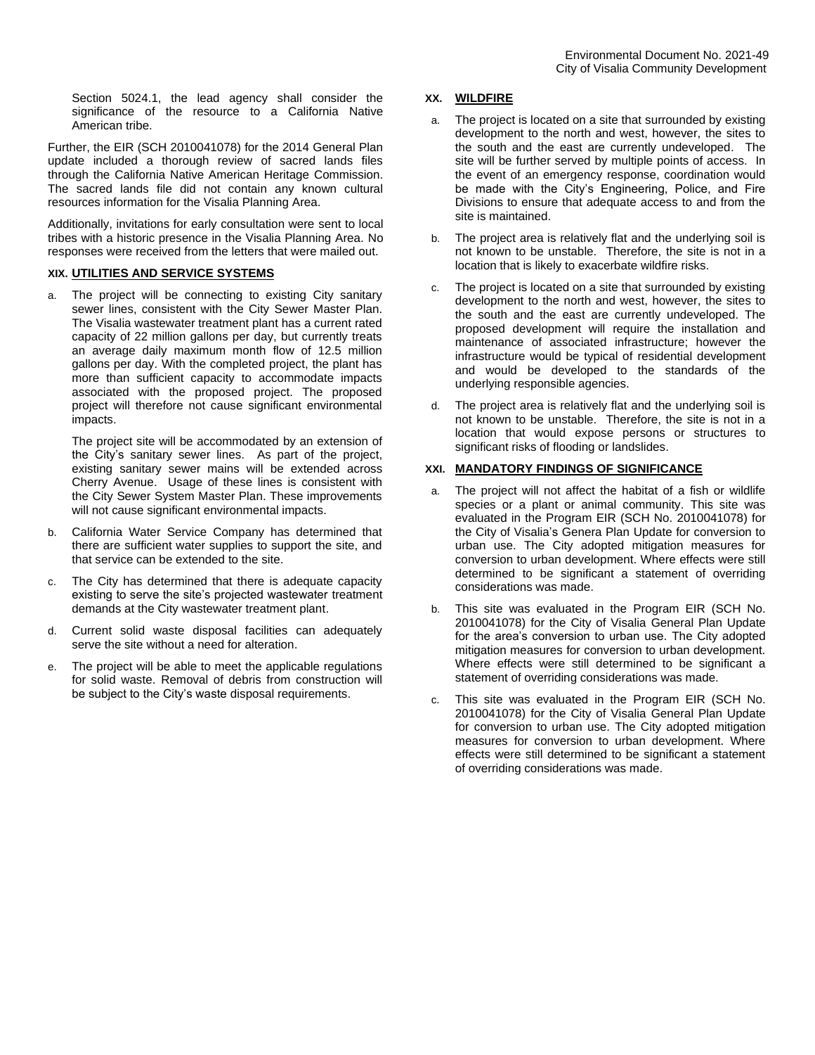Section 5024.1, the lead agency shall consider the significance of the resource to a California Native American tribe.

Further, the EIR (SCH 2010041078) for the 2014 General Plan update included a thorough review of sacred lands files through the California Native American Heritage Commission. The sacred lands file did not contain any known cultural resources information for the Visalia Planning Area.

Additionally, invitations for early consultation were sent to local tribes with a historic presence in the Visalia Planning Area. No responses were received from the letters that were mailed out.

## XIX. UTILITIES AND SERVICE SYSTEMS

a. The project will be connecting to existing City sanitary sewer lines, consistent with the City Sewer Master Plan. The Visalia wastewater treatment plant has a current rated capacity of 22 million gallons per day, but currently treats an average daily maximum month flow of 12.5 million gallons per day. With the completed project, the plant has more than sufficient capacity to accommodate impacts associated with the proposed project. The proposed project will therefore not cause significant environmental impacts.

   The project site will be accommodated by an extension of the City's sanitary sewer lines. As part of the project, existing sanitary sewer mains will be extended across Cherry Avenue. Usage of these lines is consistent with the City Sewer System Master Plan. These improvements will not cause significant environmental impacts.

b. California Water Service Company has determined that there are sufficient water supplies to support the site, and that service can be extended to the site.

c. The City has determined that there is adequate capacity existing to serve the site's projected wastewater treatment demands at the City wastewater treatment plant.

d. Current solid waste disposal facilities can adequately serve the site without a need for alteration.

e. The project will be able to meet the applicable regulations for solid waste. Removal of debris from construction will be subject to the City's waste disposal requirements.

## XX. WILDFIRE

a. The project is located on a site that surrounded by existing development to the north and west, however, the sites to the south and the east are currently undeveloped. The site will be further served by multiple points of access. In the event of an emergency response, coordination would be made with the City's Engineering, Police, and Fire Divisions to ensure that adequate access to and from the site is maintained.

b. The project area is relatively flat and the underlying soil is not known to be unstable. Therefore, the site is not in a location that is likely to exacerbate wildfire risks.

c. The project is located on a site that surrounded by existing development to the north and west, however, the sites to the south and the east are currently undeveloped. The proposed development will require the installation and maintenance of associated infrastructure; however the infrastructure would be typical of residential development and would be developed to the standards of the underlying responsible agencies.

d. The project area is relatively flat and the underlying soil is not known to be unstable. Therefore, the site is not in a location that would expose persons or structures to significant risks of flooding or landslides.

## XXI. MANDATORY FINDINGS OF SIGNIFICANCE

a. The project will not affect the habitat of a fish or wildlife species or a plant or animal community. This site was evaluated in the Program EIR (SCH No. 2010041078) for the City of Visalia's Genera Plan Update for conversion to urban use. The City adopted mitigation measures for conversion to urban development. Where effects were still determined to be significant a statement of overriding considerations was made.

b. This site was evaluated in the Program EIR (SCH No. 2010041078) for the City of Visalia General Plan Update for the area's conversion to urban use. The City adopted mitigation measures for conversion to urban development. Where effects were still determined to be significant a statement of overriding considerations was made.

c. This site was evaluated in the Program EIR (SCH No. 2010041078) for the City of Visalia General Plan Update for conversion to urban use. The City adopted mitigation measures for conversion to urban development. Where effects were still determined to be significant a statement of overriding considerations was made.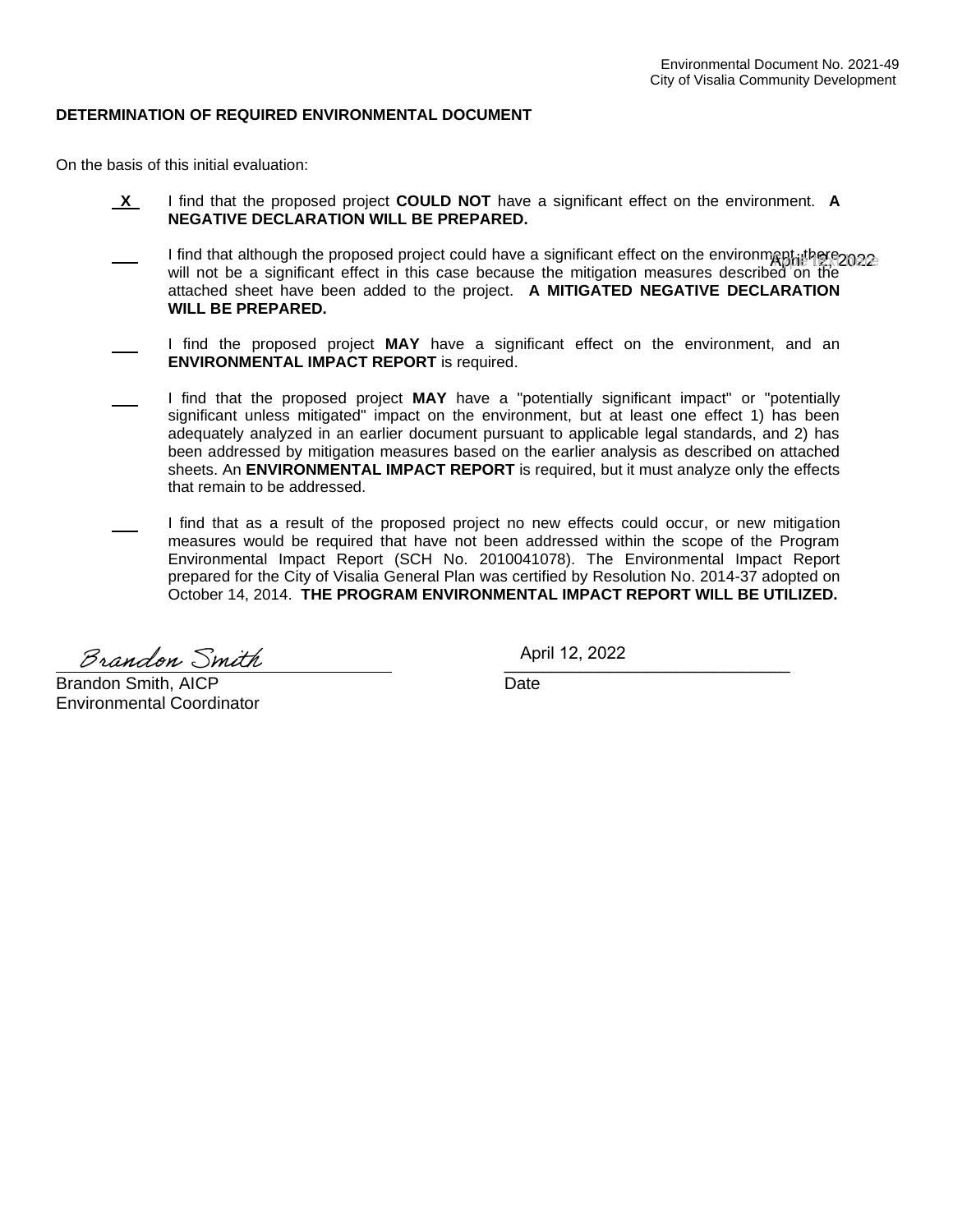Environmental Document No. 2021-49
City of Visalia Community Development

**DETERMINATION OF REQUIRED ENVIRONMENTAL DOCUMENT**

On the basis of this initial evaluation:

**X** I find that the proposed project **COULD NOT** have a significant effect on the environment. **A NEGATIVE DECLARATION WILL BE PREPARED.**

___ I find that although the proposed project could have a significant effect on the environment, there will not be a significant effect in this case because the mitigation measures described on the attached sheet have been added to the project. **A MITIGATED NEGATIVE DECLARATION WILL BE PREPARED.**

___ I find the proposed project **MAY** have a significant effect on the environment, and an **ENVIRONMENTAL IMPACT REPORT** is required.

___ I find that the proposed project **MAY** have a "potentially significant impact" or "potentially significant unless mitigated" impact on the environment, but at least one effect 1) has been adequately analyzed in an earlier document pursuant to applicable legal standards, and 2) has been addressed by mitigation measures based on the earlier analysis as described on attached sheets. An **ENVIRONMENTAL IMPACT REPORT** is required, but it must analyze only the effects that remain to be addressed.

___ I find that as a result of the proposed project no new effects could occur, or new mitigation measures would be required that have not been addressed within the scope of the Program Environmental Impact Report (SCH No. 2010041078). The Environmental Impact Report prepared for the City of Visalia General Plan was certified by Resolution No. 2014-37 adopted on October 14, 2014. **THE PROGRAM ENVIRONMENTAL IMPACT REPORT WILL BE UTILIZED.**

*Brandon Smith*
Brandon Smith, AICP
Environmental Coordinator

April 12, 2022
Date